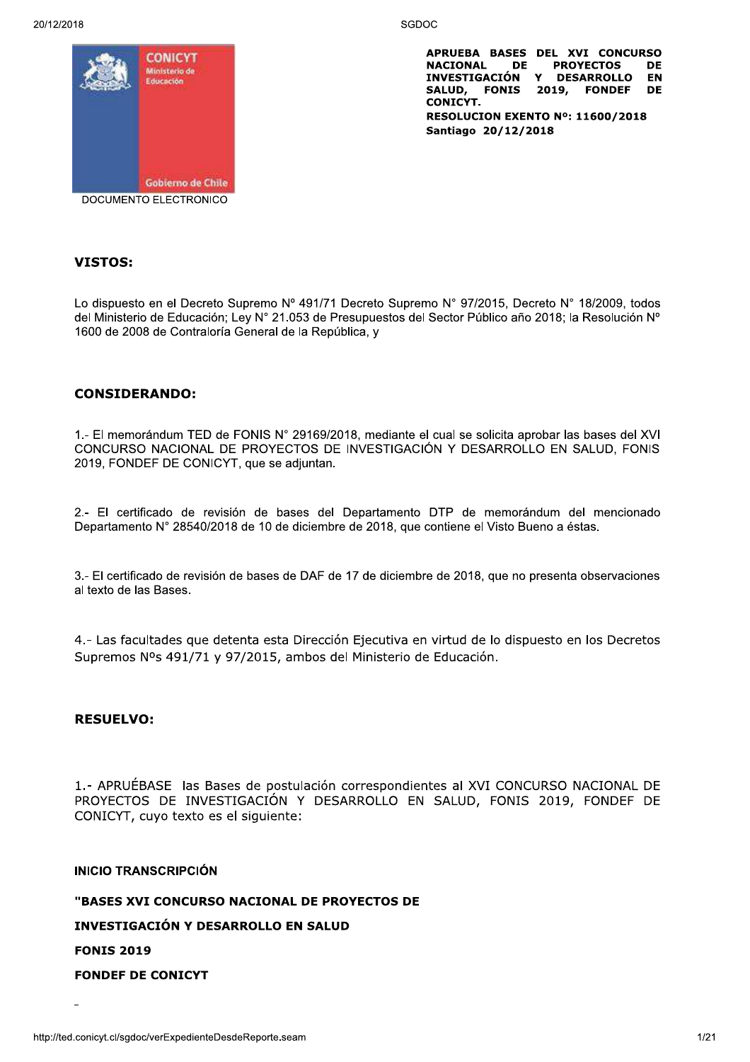CONICYT
Ministerio de Educación

Gobierno de Chile

DOCUMENTO ELECTRONICO

**APRUEBA BASES DEL XVI CONCURSO NACIONAL DE PROYECTOS DE INVESTIGACIÓN Y DESARROLLO EN SALUD, FONIS 2019, FONDEF DE CONICYT.**

**RESOLUCION EXENTO Nº: 11600/2018**

**Santiago 20/12/2018**

## VISTOS:

Lo dispuesto en el Decreto Supremo Nº 491/71 Decreto Supremo N° 97/2015, Decreto N° 18/2009, todos del Ministerio de Educación; Ley N° 21.053 de Presupuestos del Sector Público año 2018; la Resolución Nº 1600 de 2008 de Contraloría General de la República, y

## CONSIDERANDO:

1.- El memorándum TED de FONIS N° 29169/2018, mediante el cual se solicita aprobar las bases del XVI CONCURSO NACIONAL DE PROYECTOS DE INVESTIGACIÓN Y DESARROLLO EN SALUD, FONIS 2019, FONDEF DE CONICYT, que se adjuntan.

2.- El certificado de revisión de bases del Departamento DTP de memorándum del mencionado Departamento N° 28540/2018 de 10 de diciembre de 2018, que contiene el Visto Bueno a éstas.

3.- El certificado de revisión de bases de DAF de 17 de diciembre de 2018, que no presenta observaciones al texto de las Bases.

4.- Las facultades que detenta esta Dirección Ejecutiva en virtud de lo dispuesto en los Decretos Supremos Nºs 491/71 y 97/2015, ambos del Ministerio de Educación.

## RESUELVO:

1.- APRUÉBASE las Bases de postulación correspondientes al XVI CONCURSO NACIONAL DE PROYECTOS DE INVESTIGACIÓN Y DESARROLLO EN SALUD, FONIS 2019, FONDEF DE CONICYT, cuyo texto es el siguiente:

**INICIO TRANSCRIPCIÓN**

**"BASES XVI CONCURSO NACIONAL DE PROYECTOS DE**

**INVESTIGACIÓN Y DESARROLLO EN SALUD**

**FONIS 2019**

**FONDEF DE CONICYT**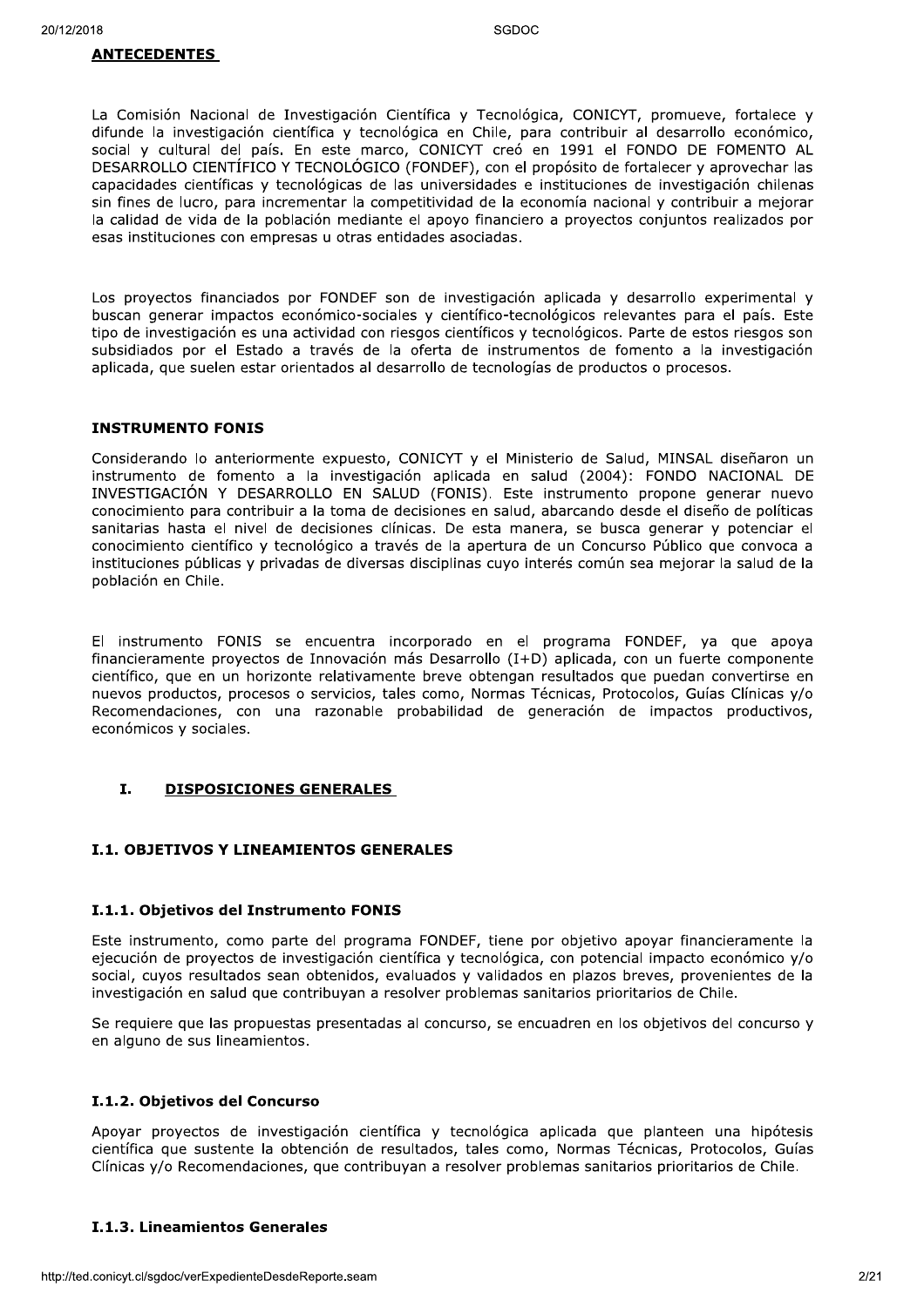**ANTECEDENTES**

La Comisión Nacional de Investigación Científica y Tecnológica, CONICYT, promueve, fortalece y difunde la investigación científica y tecnológica en Chile, para contribuir al desarrollo económico, social y cultural del país. En este marco, CONICYT creó en 1991 el FONDO DE FOMENTO AL DESARROLLO CIENTÍFICO Y TECNOLÓGICO (FONDEF), con el propósito de fortalecer y aprovechar las capacidades científicas y tecnológicas de las universidades e instituciones de investigación chilenas sin fines de lucro, para incrementar la competitividad de la economía nacional y contribuir a mejorar la calidad de vida de la población mediante el apoyo financiero a proyectos conjuntos realizados por esas instituciones con empresas u otras entidades asociadas.

Los proyectos financiados por FONDEF son de investigación aplicada y desarrollo experimental y buscan generar impactos económico-sociales y científico-tecnológicos relevantes para el país. Este tipo de investigación es una actividad con riesgos científicos y tecnológicos. Parte de estos riesgos son subsidiados por el Estado a través de la oferta de instrumentos de fomento a la investigación aplicada, que suelen estar orientados al desarrollo de tecnologías de productos o procesos.

**INSTRUMENTO FONIS**

Considerando lo anteriormente expuesto, CONICYT y el Ministerio de Salud, MINSAL diseñaron un instrumento de fomento a la investigación aplicada en salud (2004): FONDO NACIONAL DE INVESTIGACIÓN Y DESARROLLO EN SALUD (FONIS). Este instrumento propone generar nuevo conocimiento para contribuir a la toma de decisiones en salud, abarcando desde el diseño de políticas sanitarias hasta el nivel de decisiones clínicas. De esta manera, se busca generar y potenciar el conocimiento científico y tecnológico a través de la apertura de un Concurso Público que convoca a instituciones públicas y privadas de diversas disciplinas cuyo interés común sea mejorar la salud de la población en Chile.

El instrumento FONIS se encuentra incorporado en el programa FONDEF, ya que apoya financieramente proyectos de Innovación más Desarrollo (I+D) aplicada, con un fuerte componente científico, que en un horizonte relativamente breve obtengan resultados que puedan convertirse en nuevos productos, procesos o servicios, tales como, Normas Técnicas, Protocolos, Guías Clínicas y/o Recomendaciones, con una razonable probabilidad de generación de impactos productivos, económicos y sociales.

# I. DISPOSICIONES GENERALES

## I.1. OBJETIVOS Y LINEAMIENTOS GENERALES

### I.1.1. Objetivos del Instrumento FONIS

Este instrumento, como parte del programa FONDEF, tiene por objetivo apoyar financieramente la ejecución de proyectos de investigación científica y tecnológica, con potencial impacto económico y/o social, cuyos resultados sean obtenidos, evaluados y validados en plazos breves, provenientes de la investigación en salud que contribuyan a resolver problemas sanitarios prioritarios de Chile.

Se requiere que las propuestas presentadas al concurso, se encuadren en los objetivos del concurso y en alguno de sus lineamientos.

### I.1.2. Objetivos del Concurso

Apoyar proyectos de investigación científica y tecnológica aplicada que planteen una hipótesis científica que sustente la obtención de resultados, tales como, Normas Técnicas, Protocolos, Guías Clínicas y/o Recomendaciones, que contribuyan a resolver problemas sanitarios prioritarios de Chile.

### I.1.3. Lineamientos Generales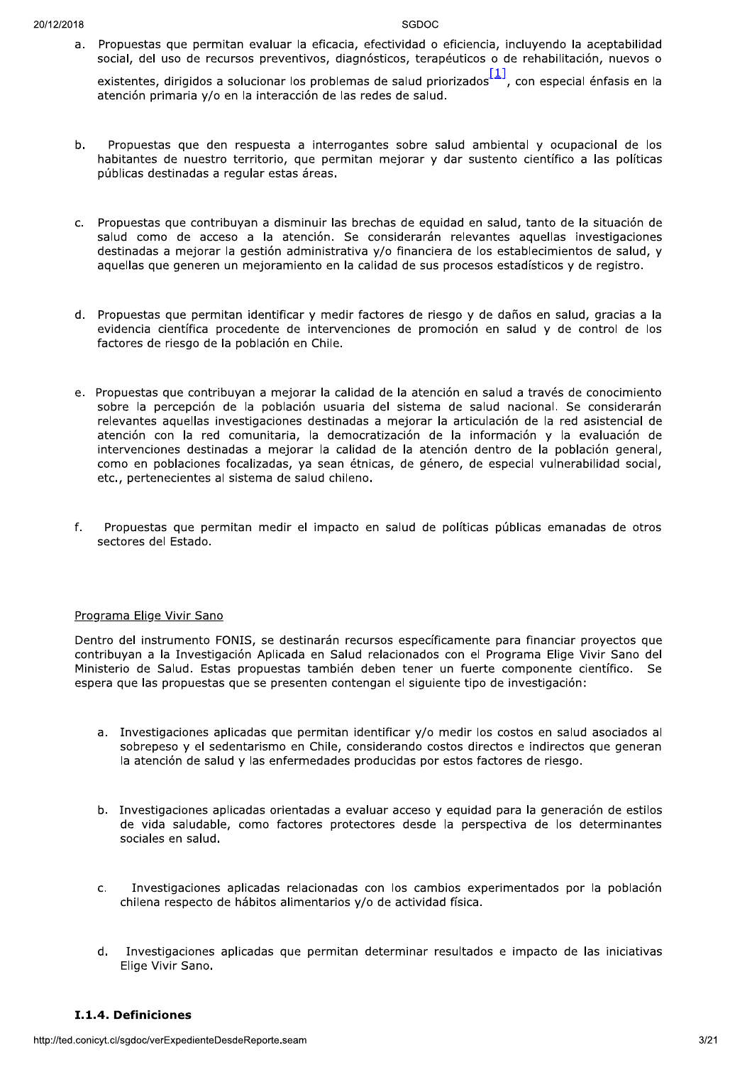a. Propuestas que permitan evaluar la eficacia, efectividad o eficiencia, incluyendo la aceptabilidad social, del uso de recursos preventivos, diagnósticos, terapéuticos o de rehabilitación, nuevos o existentes, dirigidos a solucionar los problemas de salud priorizados[1], con especial énfasis en la atención primaria y/o en la interacción de las redes de salud.

b. Propuestas que den respuesta a interrogantes sobre salud ambiental y ocupacional de los habitantes de nuestro territorio, que permitan mejorar y dar sustento científico a las políticas públicas destinadas a regular estas áreas.

c. Propuestas que contribuyan a disminuir las brechas de equidad en salud, tanto de la situación de salud como de acceso a la atención. Se considerarán relevantes aquellas investigaciones destinadas a mejorar la gestión administrativa y/o financiera de los establecimientos de salud, y aquellas que generen un mejoramiento en la calidad de sus procesos estadísticos y de registro.

d. Propuestas que permitan identificar y medir factores de riesgo y de daños en salud, gracias a la evidencia científica procedente de intervenciones de promoción en salud y de control de los factores de riesgo de la población en Chile.

e. Propuestas que contribuyan a mejorar la calidad de la atención en salud a través de conocimiento sobre la percepción de la población usuaria del sistema de salud nacional. Se considerarán relevantes aquellas investigaciones destinadas a mejorar la articulación de la red asistencial de atención con la red comunitaria, la democratización de la información y la evaluación de intervenciones destinadas a mejorar la calidad de la atención dentro de la población general, como en poblaciones focalizadas, ya sean étnicas, de género, de especial vulnerabilidad social, etc., pertenecientes al sistema de salud chileno.

f. Propuestas que permitan medir el impacto en salud de políticas públicas emanadas de otros sectores del Estado.

Programa Elige Vivir Sano

Dentro del instrumento FONIS, se destinarán recursos específicamente para financiar proyectos que contribuyan a la Investigación Aplicada en Salud relacionados con el Programa Elige Vivir Sano del Ministerio de Salud. Estas propuestas también deben tener un fuerte componente científico. Se espera que las propuestas que se presenten contengan el siguiente tipo de investigación:

a. Investigaciones aplicadas que permitan identificar y/o medir los costos en salud asociados al sobrepeso y el sedentarismo en Chile, considerando costos directos e indirectos que generan la atención de salud y las enfermedades producidas por estos factores de riesgo.

b. Investigaciones aplicadas orientadas a evaluar acceso y equidad para la generación de estilos de vida saludable, como factores protectores desde la perspectiva de los determinantes sociales en salud.

c. Investigaciones aplicadas relacionadas con los cambios experimentados por la población chilena respecto de hábitos alimentarios y/o de actividad física.

d. Investigaciones aplicadas que permitan determinar resultados e impacto de las iniciativas Elige Vivir Sano.

### I.1.4. Definiciones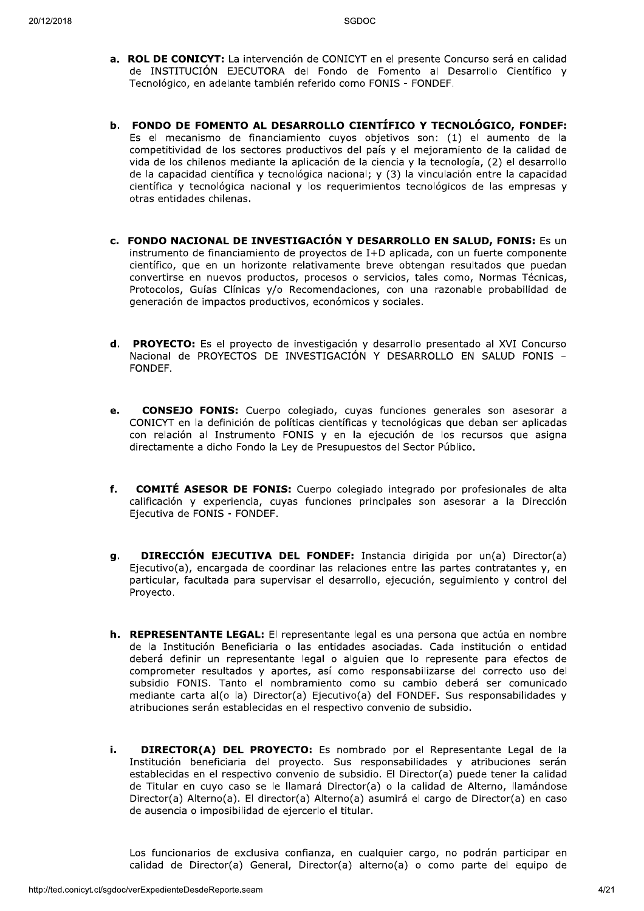a. **ROL DE CONICYT:** La intervención de CONICYT en el presente Concurso será en calidad de INSTITUCIÓN EJECUTORA del Fondo de Fomento al Desarrollo Científico y Tecnológico, en adelante también referido como FONIS - FONDEF.

b. **FONDO DE FOMENTO AL DESARROLLO CIENTÍFICO Y TECNOLÓGICO, FONDEF:** Es el mecanismo de financiamiento cuyos objetivos son: (1) el aumento de la competitividad de los sectores productivos del país y el mejoramiento de la calidad de vida de los chilenos mediante la aplicación de la ciencia y la tecnología, (2) el desarrollo de la capacidad científica y tecnológica nacional; y (3) la vinculación entre la capacidad científica y tecnológica nacional y los requerimientos tecnológicos de las empresas y otras entidades chilenas.

c. **FONDO NACIONAL DE INVESTIGACIÓN Y DESARROLLO EN SALUD, FONIS:** Es un instrumento de financiamiento de proyectos de I+D aplicada, con un fuerte componente científico, que en un horizonte relativamente breve obtengan resultados que puedan convertirse en nuevos productos, procesos o servicios, tales como, Normas Técnicas, Protocolos, Guías Clínicas y/o Recomendaciones, con una razonable probabilidad de generación de impactos productivos, económicos y sociales.

d. **PROYECTO:** Es el proyecto de investigación y desarrollo presentado al XVI Concurso Nacional de PROYECTOS DE INVESTIGACIÓN Y DESARROLLO EN SALUD FONIS – FONDEF.

e. **CONSEJO FONIS:** Cuerpo colegiado, cuyas funciones generales son asesorar a CONICYT en la definición de políticas científicas y tecnológicas que deban ser aplicadas con relación al Instrumento FONIS y en la ejecución de los recursos que asigna directamente a dicho Fondo la Ley de Presupuestos del Sector Público.

f. **COMITÉ ASESOR DE FONIS:** Cuerpo colegiado integrado por profesionales de alta calificación y experiencia, cuyas funciones principales son asesorar a la Dirección Ejecutiva de FONIS - FONDEF.

g. **DIRECCIÓN EJECUTIVA DEL FONDEF:** Instancia dirigida por un(a) Director(a) Ejecutivo(a), encargada de coordinar las relaciones entre las partes contratantes y, en particular, facultada para supervisar el desarrollo, ejecución, seguimiento y control del Proyecto.

h. **REPRESENTANTE LEGAL:** El representante legal es una persona que actúa en nombre de la Institución Beneficiaria o las entidades asociadas. Cada institución o entidad deberá definir un representante legal o alguien que lo represente para efectos de comprometer resultados y aportes, así como responsabilizarse del correcto uso del subsidio FONIS. Tanto el nombramiento como su cambio deberá ser comunicado mediante carta al(o la) Director(a) Ejecutivo(a) del FONDEF. Sus responsabilidades y atribuciones serán establecidas en el respectivo convenio de subsidio.

i. **DIRECTOR(A) DEL PROYECTO:** Es nombrado por el Representante Legal de la Institución beneficiaria del proyecto. Sus responsabilidades y atribuciones serán establecidas en el respectivo convenio de subsidio. El Director(a) puede tener la calidad de Titular en cuyo caso se le llamará Director(a) o la calidad de Alterno, llamándose Director(a) Alterno(a). El director(a) Alterno(a) asumirá el cargo de Director(a) en caso de ausencia o imposibilidad de ejercerlo el titular.

Los funcionarios de exclusiva confianza, en cualquier cargo, no podrán participar en calidad de Director(a) General, Director(a) alterno(a) o como parte del equipo de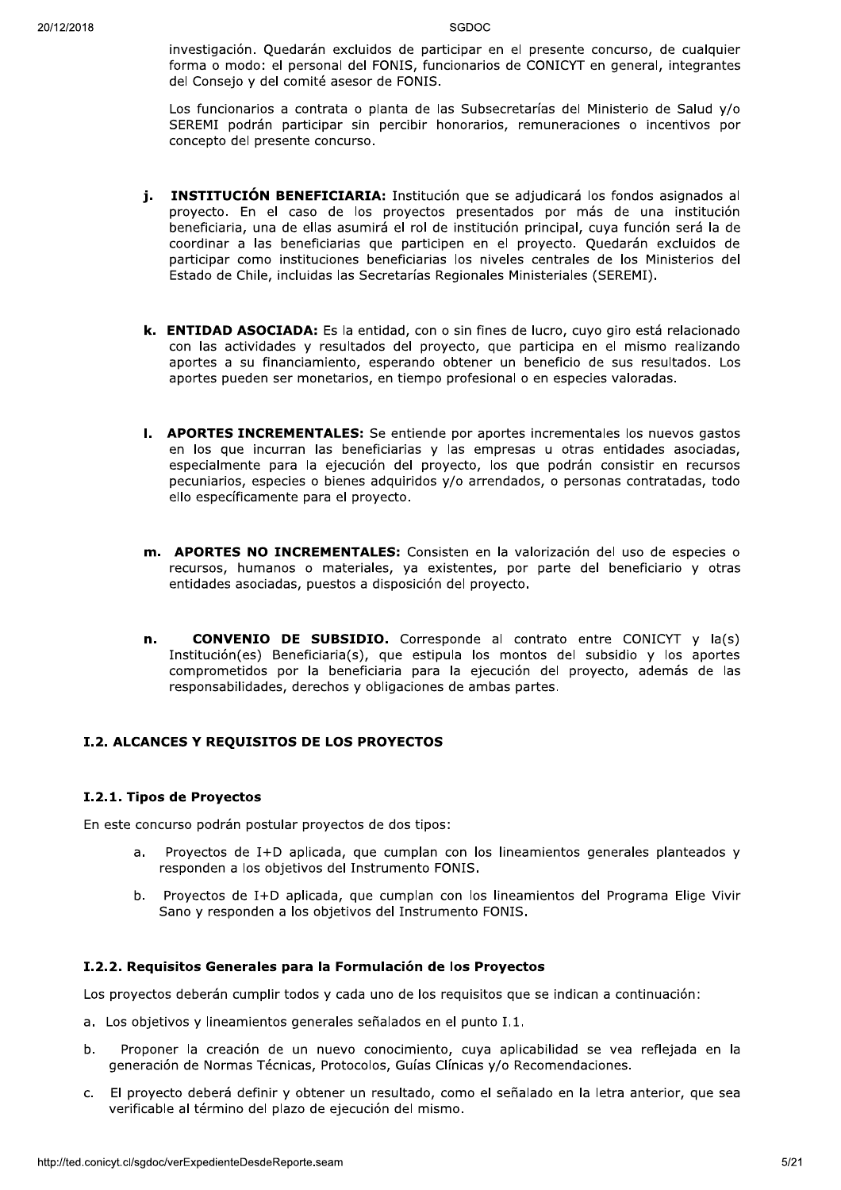investigación. Quedarán excluidos de participar en el presente concurso, de cualquier forma o modo: el personal del FONIS, funcionarios de CONICYT en general, integrantes del Consejo y del comité asesor de FONIS.

Los funcionarios a contrata o planta de las Subsecretarías del Ministerio de Salud y/o SEREMI podrán participar sin percibir honorarios, remuneraciones o incentivos por concepto del presente concurso.

j. **INSTITUCIÓN BENEFICIARIA:** Institución que se adjudicará los fondos asignados al proyecto. En el caso de los proyectos presentados por más de una institución beneficiaria, una de ellas asumirá el rol de institución principal, cuya función será la de coordinar a las beneficiarias que participen en el proyecto. Quedarán excluidos de participar como instituciones beneficiarias los niveles centrales de los Ministerios del Estado de Chile, incluidas las Secretarías Regionales Ministeriales (SEREMI).

k. **ENTIDAD ASOCIADA:** Es la entidad, con o sin fines de lucro, cuyo giro está relacionado con las actividades y resultados del proyecto, que participa en el mismo realizando aportes a su financiamiento, esperando obtener un beneficio de sus resultados. Los aportes pueden ser monetarios, en tiempo profesional o en especies valoradas.

l. **APORTES INCREMENTALES:** Se entiende por aportes incrementales los nuevos gastos en los que incurran las beneficiarias y las empresas u otras entidades asociadas, especialmente para la ejecución del proyecto, los que podrán consistir en recursos pecuniarios, especies o bienes adquiridos y/o arrendados, o personas contratadas, todo ello específicamente para el proyecto.

m. **APORTES NO INCREMENTALES:** Consisten en la valorización del uso de especies o recursos, humanos o materiales, ya existentes, por parte del beneficiario y otras entidades asociadas, puestos a disposición del proyecto.

n. **CONVENIO DE SUBSIDIO.** Corresponde al contrato entre CONICYT y la(s) Institución(es) Beneficiaria(s), que estipula los montos del subsidio y los aportes comprometidos por la beneficiaria para la ejecución del proyecto, además de las responsabilidades, derechos y obligaciones de ambas partes.

### I.2. ALCANCES Y REQUISITOS DE LOS PROYECTOS

#### I.2.1. Tipos de Proyectos

En este concurso podrán postular proyectos de dos tipos:

a. Proyectos de I+D aplicada, que cumplan con los lineamientos generales planteados y responden a los objetivos del Instrumento FONIS.

b. Proyectos de I+D aplicada, que cumplan con los lineamientos del Programa Elige Vivir Sano y responden a los objetivos del Instrumento FONIS.

#### I.2.2. Requisitos Generales para la Formulación de los Proyectos

Los proyectos deberán cumplir todos y cada uno de los requisitos que se indican a continuación:

a. Los objetivos y lineamientos generales señalados en el punto I.1.

b. Proponer la creación de un nuevo conocimiento, cuya aplicabilidad se vea reflejada en la generación de Normas Técnicas, Protocolos, Guías Clínicas y/o Recomendaciones.

c. El proyecto deberá definir y obtener un resultado, como el señalado en la letra anterior, que sea verificable al término del plazo de ejecución del mismo.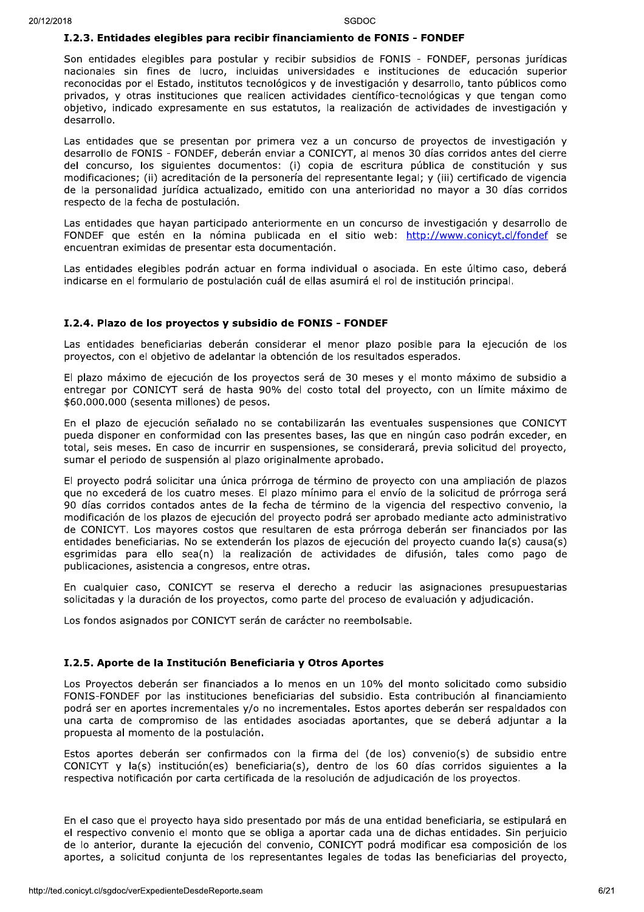### I.2.3. Entidades elegibles para recibir financiamiento de FONIS - FONDEF

Son entidades elegibles para postular y recibir subsidios de FONIS - FONDEF, personas jurídicas nacionales sin fines de lucro, incluidas universidades e instituciones de educación superior reconocidas por el Estado, institutos tecnológicos y de investigación y desarrollo, tanto públicos como privados, y otras instituciones que realicen actividades científico-tecnológicas y que tengan como objetivo, indicado expresamente en sus estatutos, la realización de actividades de investigación y desarrollo.

Las entidades que se presentan por primera vez a un concurso de proyectos de investigación y desarrollo de FONIS - FONDEF, deberán enviar a CONICYT, al menos 30 días corridos antes del cierre del concurso, los siguientes documentos: (i) copia de escritura pública de constitución y sus modificaciones; (ii) acreditación de la personería del representante legal; y (iii) certificado de vigencia de la personalidad jurídica actualizado, emitido con una anterioridad no mayor a 30 días corridos respecto de la fecha de postulación.

Las entidades que hayan participado anteriormente en un concurso de investigación y desarrollo de FONDEF que estén en la nómina publicada en el sitio web: http://www.conicyt.cl/fondef se encuentran eximidas de presentar esta documentación.

Las entidades elegibles podrán actuar en forma individual o asociada. En este último caso, deberá indicarse en el formulario de postulación cuál de ellas asumirá el rol de institución principal.

### I.2.4. Plazo de los proyectos y subsidio de FONIS - FONDEF

Las entidades beneficiarias deberán considerar el menor plazo posible para la ejecución de los proyectos, con el objetivo de adelantar la obtención de los resultados esperados.

El plazo máximo de ejecución de los proyectos será de 30 meses y el monto máximo de subsidio a entregar por CONICYT será de hasta 90% del costo total del proyecto, con un límite máximo de $60.000.000 (sesenta millones) de pesos.

En el plazo de ejecución señalado no se contabilizarán las eventuales suspensiones que CONICYT pueda disponer en conformidad con las presentes bases, las que en ningún caso podrán exceder, en total, seis meses. En caso de incurrir en suspensiones, se considerará, previa solicitud del proyecto, sumar el periodo de suspensión al plazo originalmente aprobado.

El proyecto podrá solicitar una única prórroga de término de proyecto con una ampliación de plazos que no excederá de los cuatro meses. El plazo mínimo para el envío de la solicitud de prórroga será 90 días corridos contados antes de la fecha de término de la vigencia del respectivo convenio, la modificación de los plazos de ejecución del proyecto podrá ser aprobado mediante acto administrativo de CONICYT. Los mayores costos que resultaren de esta prórroga deberán ser financiados por las entidades beneficiarias. No se extenderán los plazos de ejecución del proyecto cuando la(s) causa(s) esgrimidas para ello sea(n) la realización de actividades de difusión, tales como pago de publicaciones, asistencia a congresos, entre otras.

En cualquier caso, CONICYT se reserva el derecho a reducir las asignaciones presupuestarias solicitadas y la duración de los proyectos, como parte del proceso de evaluación y adjudicación.

Los fondos asignados por CONICYT serán de carácter no reembolsable.

### I.2.5. Aporte de la Institución Beneficiaria y Otros Aportes

Los Proyectos deberán ser financiados a lo menos en un 10% del monto solicitado como subsidio FONIS-FONDEF por las instituciones beneficiarias del subsidio. Esta contribución al financiamiento podrá ser en aportes incrementales y/o no incrementales. Estos aportes deberán ser respaldados con una carta de compromiso de las entidades asociadas aportantes, que se deberá adjuntar a la propuesta al momento de la postulación.

Estos aportes deberán ser confirmados con la firma del (de los) convenio(s) de subsidio entre CONICYT y la(s) institución(es) beneficiaria(s), dentro de los 60 días corridos siguientes a la respectiva notificación por carta certificada de la resolución de adjudicación de los proyectos.

En el caso que el proyecto haya sido presentado por más de una entidad beneficiaria, se estipulará en el respectivo convenio el monto que se obliga a aportar cada una de dichas entidades. Sin perjuicio de lo anterior, durante la ejecución del convenio, CONICYT podrá modificar esa composición de los aportes, a solicitud conjunta de los representantes legales de todas las beneficiarias del proyecto,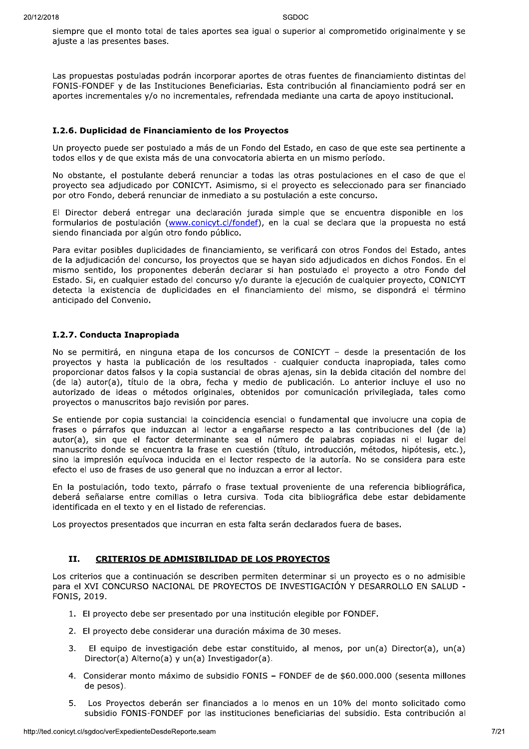siempre que el monto total de tales aportes sea igual o superior al comprometido originalmente y se ajuste a las presentes bases.

Las propuestas postuladas podrán incorporar aportes de otras fuentes de financiamiento distintas del FONIS-FONDEF y de las Instituciones Beneficiarias. Esta contribución al financiamiento podrá ser en aportes incrementales y/o no incrementales, refrendada mediante una carta de apoyo institucional.

### I.2.6. Duplicidad de Financiamiento de los Proyectos

Un proyecto puede ser postulado a más de un Fondo del Estado, en caso de que este sea pertinente a todos ellos y de que exista más de una convocatoria abierta en un mismo período.

No obstante, el postulante deberá renunciar a todas las otras postulaciones en el caso de que el proyecto sea adjudicado por CONICYT. Asimismo, si el proyecto es seleccionado para ser financiado por otro Fondo, deberá renunciar de inmediato a su postulación a este concurso.

El Director deberá entregar una declaración jurada simple que se encuentra disponible en los formularios de postulación (www.conicyt.cl/fondef), en la cual se declara que la propuesta no está siendo financiada por algún otro fondo público.

Para evitar posibles duplicidades de financiamiento, se verificará con otros Fondos del Estado, antes de la adjudicación del concurso, los proyectos que se hayan sido adjudicados en dichos Fondos. En el mismo sentido, los proponentes deberán declarar si han postulado el proyecto a otro Fondo del Estado. Si, en cualquier estado del concurso y/o durante la ejecución de cualquier proyecto, CONICYT detecta la existencia de duplicidades en el financiamiento del mismo, se dispondrá el término anticipado del Convenio.

### I.2.7. Conducta Inapropiada

No se permitirá, en ninguna etapa de los concursos de CONICYT – desde la presentación de los proyectos y hasta la publicación de los resultados - cualquier conducta inapropiada, tales como proporcionar datos falsos y la copia sustancial de obras ajenas, sin la debida citación del nombre del (de la) autor(a), título de la obra, fecha y medio de publicación. Lo anterior incluye el uso no autorizado de ideas o métodos originales, obtenidos por comunicación privilegiada, tales como proyectos o manuscritos bajo revisión por pares.

Se entiende por copia sustancial la coincidencia esencial o fundamental que involucre una copia de frases o párrafos que induzcan al lector a engañarse respecto a las contribuciones del (de la) autor(a), sin que el factor determinante sea el número de palabras copiadas ni el lugar del manuscrito donde se encuentra la frase en cuestión (título, introducción, métodos, hipótesis, etc.), sino la impresión equívoca inducida en el lector respecto de la autoría. No se considera para este efecto el uso de frases de uso general que no induzcan a error al lector.

En la postulación, todo texto, párrafo o frase textual proveniente de una referencia bibliográfica, deberá señalarse entre comillas o letra cursiva. Toda cita bibliográfica debe estar debidamente identificada en el texto y en el listado de referencias.

Los proyectos presentados que incurran en esta falta serán declarados fuera de bases.

## II. CRITERIOS DE ADMISIBILIDAD DE LOS PROYECTOS

Los criterios que a continuación se describen permiten determinar si un proyecto es o no admisible para el XVI CONCURSO NACIONAL DE PROYECTOS DE INVESTIGACIÓN Y DESARROLLO EN SALUD - FONIS, 2019.

1. El proyecto debe ser presentado por una institución elegible por FONDEF.
2. El proyecto debe considerar una duración máxima de 30 meses.
3. El equipo de investigación debe estar constituido, al menos, por un(a) Director(a), un(a) Director(a) Alterno(a) y un(a) Investigador(a).
4. Considerar monto máximo de subsidio FONIS – FONDEF de de $60.000.000 (sesenta millones de pesos).
5. Los Proyectos deberán ser financiados a lo menos en un 10% del monto solicitado como subsidio FONIS-FONDEF por las instituciones beneficiarias del subsidio. Esta contribución al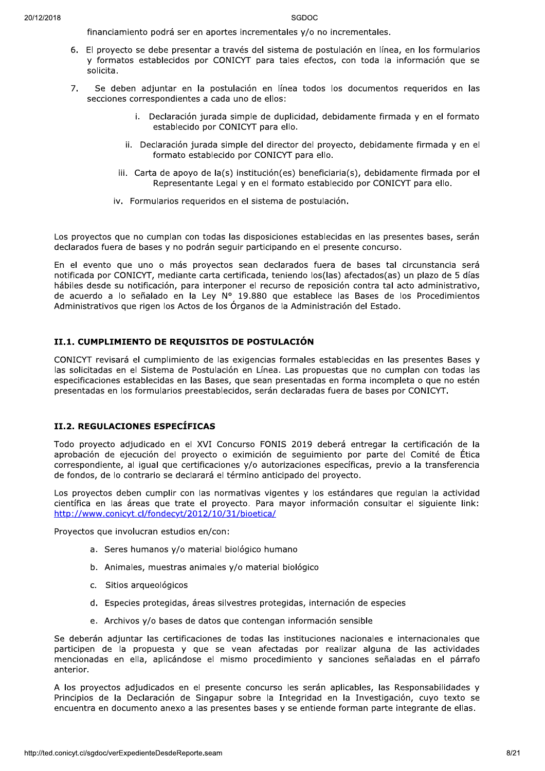financiamiento podrá ser en aportes incrementales y/o no incrementales.

6. El proyecto se debe presentar a través del sistema de postulación en línea, en los formularios y formatos establecidos por CONICYT para tales efectos, con toda la información que se solicita.

7. Se deben adjuntar en la postulación en línea todos los documentos requeridos en las secciones correspondientes a cada uno de ellos:

   i. Declaración jurada simple de duplicidad, debidamente firmada y en el formato establecido por CONICYT para ello.

   ii. Declaración jurada simple del director del proyecto, debidamente firmada y en el formato establecido por CONICYT para ello.

   iii. Carta de apoyo de la(s) institución(es) beneficiaria(s), debidamente firmada por el Representante Legal y en el formato establecido por CONICYT para ello.

   iv. Formularios requeridos en el sistema de postulación.

Los proyectos que no cumplan con todas las disposiciones establecidas en las presentes bases, serán declarados fuera de bases y no podrán seguir participando en el presente concurso.

En el evento que uno o más proyectos sean declarados fuera de bases tal circunstancia será notificada por CONICYT, mediante carta certificada, teniendo los(las) afectados(as) un plazo de 5 días hábiles desde su notificación, para interponer el recurso de reposición contra tal acto administrativo, de acuerdo a lo señalado en la Ley N° 19.880 que establece las Bases de los Procedimientos Administrativos que rigen los Actos de los Órganos de la Administración del Estado.

### II.1. CUMPLIMIENTO DE REQUISITOS DE POSTULACIÓN

CONICYT revisará el cumplimiento de las exigencias formales establecidas en las presentes Bases y las solicitadas en el Sistema de Postulación en Línea. Las propuestas que no cumplan con todas las especificaciones establecidas en las Bases, que sean presentadas en forma incompleta o que no estén presentadas en los formularios preestablecidos, serán declaradas fuera de bases por CONICYT.

### II.2. REGULACIONES ESPECÍFICAS

Todo proyecto adjudicado en el XVI Concurso FONIS 2019 deberá entregar la certificación de la aprobación de ejecución del proyecto o eximición de seguimiento por parte del Comité de Ética correspondiente, al igual que certificaciones y/o autorizaciones específicas, previo a la transferencia de fondos, de lo contrario se declarará el término anticipado del proyecto.

Los proyectos deben cumplir con las normativas vigentes y los estándares que regulan la actividad científica en las áreas que trate el proyecto. Para mayor información consultar el siguiente link: http://www.conicyt.cl/fondecyt/2012/10/31/bioetica/

Proyectos que involucran estudios en/con:

a. Seres humanos y/o material biológico humano

b. Animales, muestras animales y/o material biológico

c. Sitios arqueológicos

d. Especies protegidas, áreas silvestres protegidas, internación de especies

e. Archivos y/o bases de datos que contengan información sensible

Se deberán adjuntar las certificaciones de todas las instituciones nacionales e internacionales que participen de la propuesta y que se vean afectadas por realizar alguna de las actividades mencionadas en ella, aplicándose el mismo procedimiento y sanciones señaladas en el párrafo anterior.

A los proyectos adjudicados en el presente concurso les serán aplicables, las Responsabilidades y Principios de la Declaración de Singapur sobre la Integridad en la Investigación, cuyo texto se encuentra en documento anexo a las presentes bases y se entiende forman parte integrante de ellas.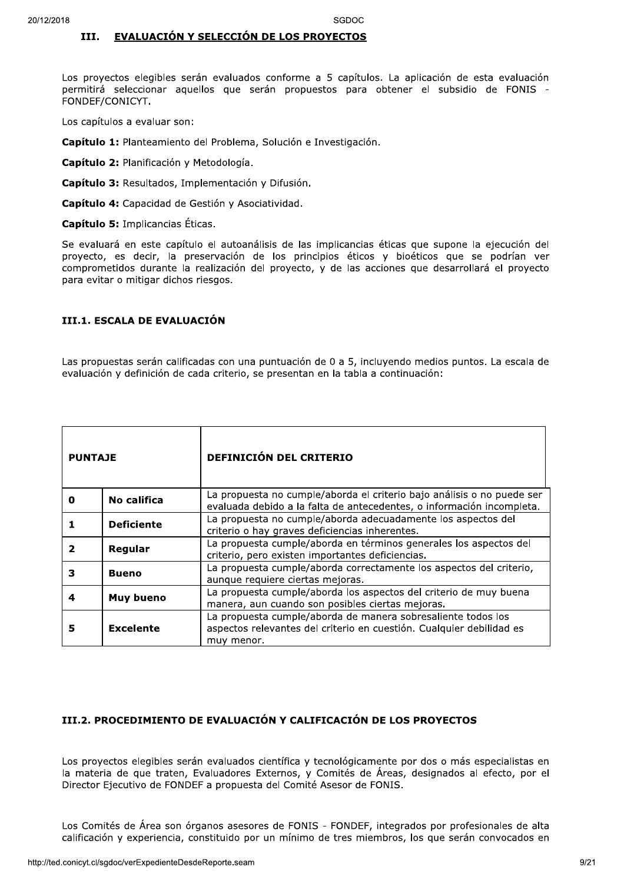## III. EVALUACIÓN Y SELECCIÓN DE LOS PROYECTOS

Los proyectos elegibles serán evaluados conforme a 5 capítulos. La aplicación de esta evaluación permitirá seleccionar aquellos que serán propuestos para obtener el subsidio de FONIS - FONDEF/CONICYT.

Los capítulos a evaluar son:

**Capítulo 1:** Planteamiento del Problema, Solución e Investigación.

**Capítulo 2:** Planificación y Metodología.

**Capítulo 3:** Resultados, Implementación y Difusión.

**Capítulo 4:** Capacidad de Gestión y Asociatividad.

**Capítulo 5:** Implicancias Éticas.

Se evaluará en este capítulo el autoanálisis de las implicancias éticas que supone la ejecución del proyecto, es decir, la preservación de los principios éticos y bioéticos que se podrían ver comprometidos durante la realización del proyecto, y de las acciones que desarrollará el proyecto para evitar o mitigar dichos riesgos.

### III.1. ESCALA DE EVALUACIÓN

Las propuestas serán calificadas con una puntuación de 0 a 5, incluyendo medios puntos. La escala de evaluación y definición de cada criterio, se presentan en la tabla a continuación:

| PUNTAJE | | DEFINICIÓN DEL CRITERIO |
|---|---|---|
| **0** | **No califica** | La propuesta no cumple/aborda el criterio bajo análisis o no puede ser evaluada debido a la falta de antecedentes, o información incompleta. |
| **1** | **Deficiente** | La propuesta no cumple/aborda adecuadamente los aspectos del criterio o hay graves deficiencias inherentes. |
| **2** | **Regular** | La propuesta cumple/aborda en términos generales los aspectos del criterio, pero existen importantes deficiencias. |
| **3** | **Bueno** | La propuesta cumple/aborda correctamente los aspectos del criterio, aunque requiere ciertas mejoras. |
| **4** | **Muy bueno** | La propuesta cumple/aborda los aspectos del criterio de muy buena manera, aun cuando son posibles ciertas mejoras. |
| **5** | **Excelente** | La propuesta cumple/aborda de manera sobresaliente todos los aspectos relevantes del criterio en cuestión. Cualquier debilidad es muy menor. |

### III.2. PROCEDIMIENTO DE EVALUACIÓN Y CALIFICACIÓN DE LOS PROYECTOS

Los proyectos elegibles serán evaluados científica y tecnológicamente por dos o más especialistas en la materia de que traten, Evaluadores Externos, y Comités de Áreas, designados al efecto, por el Director Ejecutivo de FONDEF a propuesta del Comité Asesor de FONIS.

Los Comités de Área son órganos asesores de FONIS - FONDEF, integrados por profesionales de alta calificación y experiencia, constituido por un mínimo de tres miembros, los que serán convocados en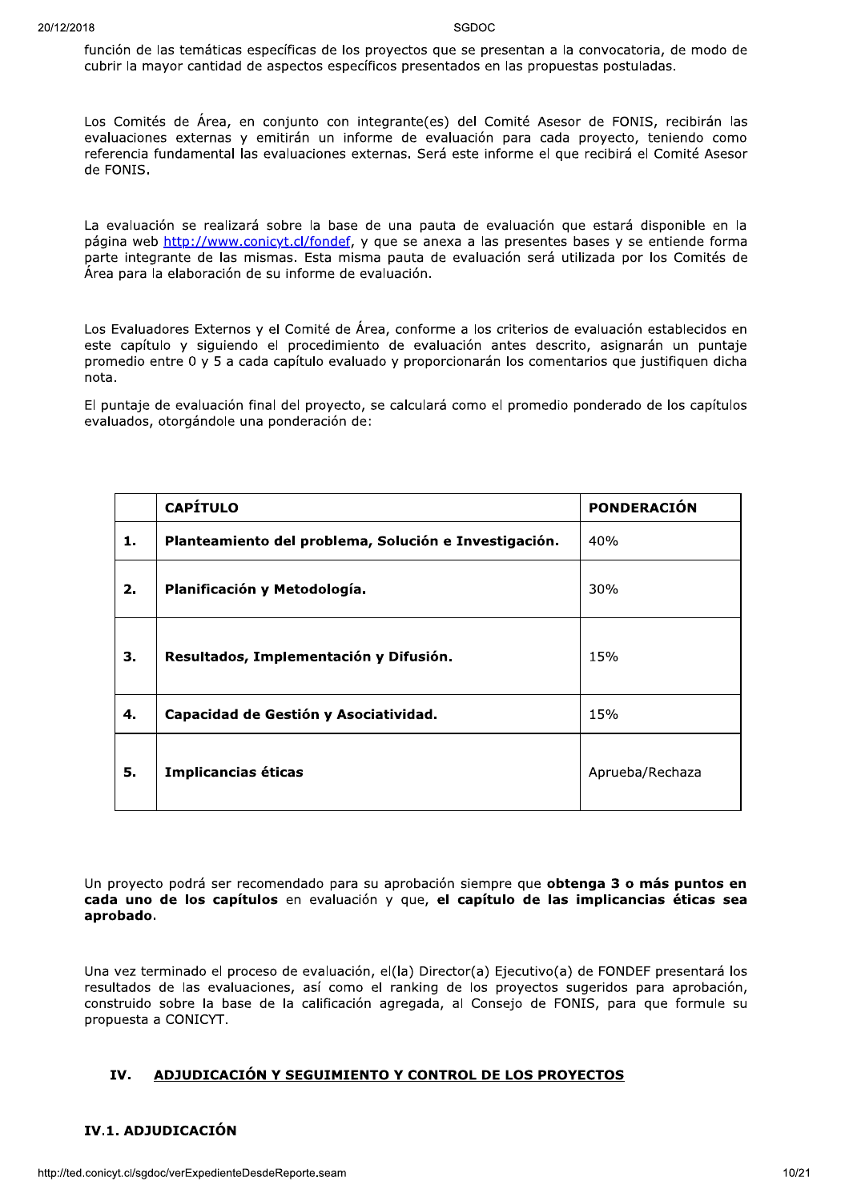función de las temáticas específicas de los proyectos que se presentan a la convocatoria, de modo de cubrir la mayor cantidad de aspectos específicos presentados en las propuestas postuladas.

Los Comités de Área, en conjunto con integrante(es) del Comité Asesor de FONIS, recibirán las evaluaciones externas y emitirán un informe de evaluación para cada proyecto, teniendo como referencia fundamental las evaluaciones externas. Será este informe el que recibirá el Comité Asesor de FONIS.

La evaluación se realizará sobre la base de una pauta de evaluación que estará disponible en la página web http://www.conicyt.cl/fondef, y que se anexa a las presentes bases y se entiende forma parte integrante de las mismas. Esta misma pauta de evaluación será utilizada por los Comités de Área para la elaboración de su informe de evaluación.

Los Evaluadores Externos y el Comité de Área, conforme a los criterios de evaluación establecidos en este capítulo y siguiendo el procedimiento de evaluación antes descrito, asignarán un puntaje promedio entre 0 y 5 a cada capítulo evaluado y proporcionarán los comentarios que justifiquen dicha nota.

El puntaje de evaluación final del proyecto, se calculará como el promedio ponderado de los capítulos evaluados, otorgándole una ponderación de:

| | CAPÍTULO | PONDERACIÓN |
|---|---|---|
| **1.** | **Planteamiento del problema, Solución e Investigación.** | 40% |
| **2.** | **Planificación y Metodología.** | 30% |
| **3.** | **Resultados, Implementación y Difusión.** | 15% |
| **4.** | **Capacidad de Gestión y Asociatividad.** | 15% |
| **5.** | **Implicancias éticas** | Aprueba/Rechaza |

Un proyecto podrá ser recomendado para su aprobación siempre que **obtenga 3 o más puntos en cada uno de los capítulos** en evaluación y que, **el capítulo de las implicancias éticas sea aprobado**.

Una vez terminado el proceso de evaluación, el(la) Director(a) Ejecutivo(a) de FONDEF presentará los resultados de las evaluaciones, así como el ranking de los proyectos sugeridos para aprobación, construido sobre la base de la calificación agregada, al Consejo de FONIS, para que formule su propuesta a CONICYT.

## IV. ADJUDICACIÓN Y SEGUIMIENTO Y CONTROL DE LOS PROYECTOS

### IV.1. ADJUDICACIÓN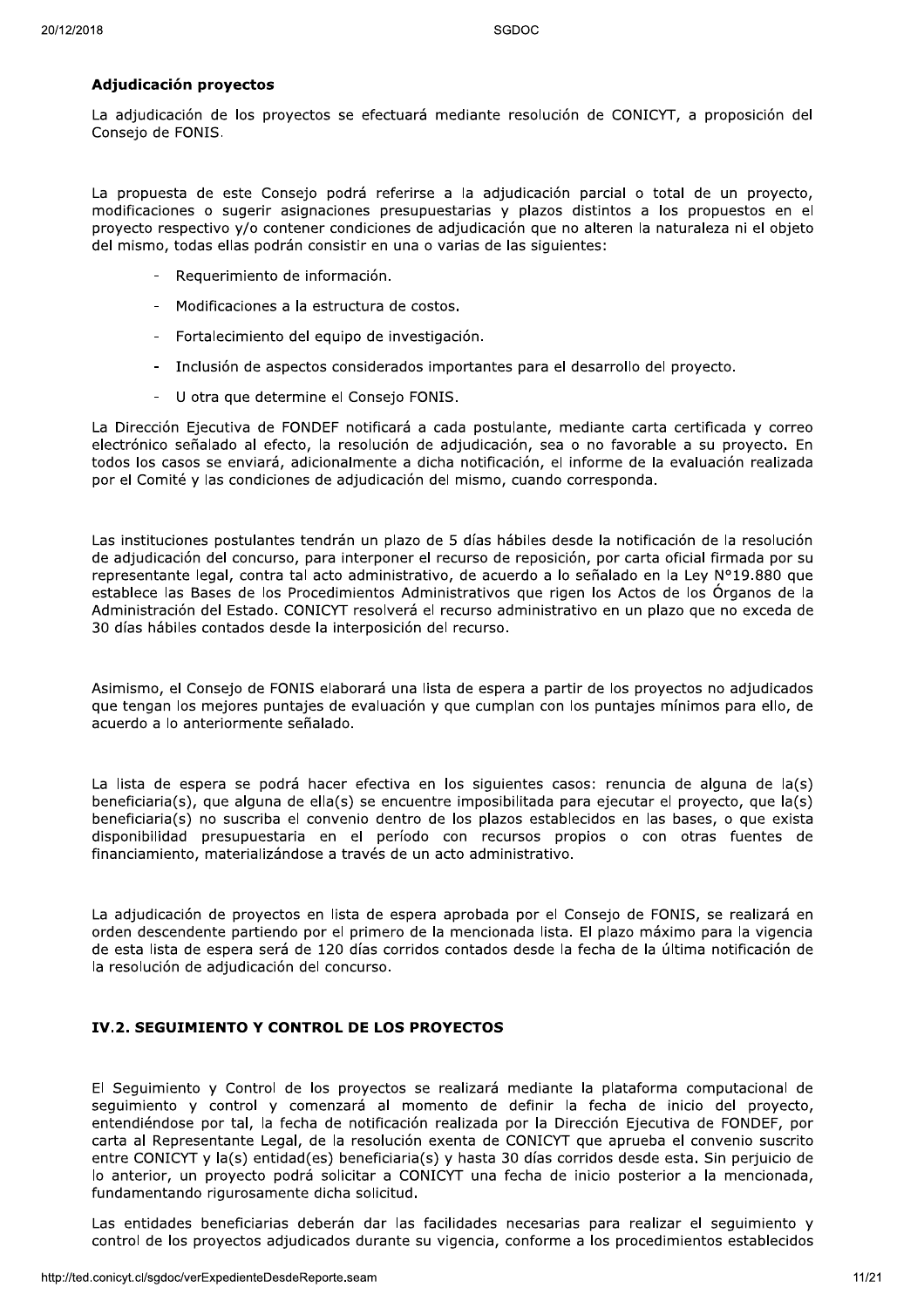### Adjudicación proyectos

La adjudicación de los proyectos se efectuará mediante resolución de CONICYT, a proposición del Consejo de FONIS.

La propuesta de este Consejo podrá referirse a la adjudicación parcial o total de un proyecto, modificaciones o sugerir asignaciones presupuestarias y plazos distintos a los propuestos en el proyecto respectivo y/o contener condiciones de adjudicación que no alteren la naturaleza ni el objeto del mismo, todas ellas podrán consistir en una o varias de las siguientes:

- Requerimiento de información.
- Modificaciones a la estructura de costos.
- Fortalecimiento del equipo de investigación.
- Inclusión de aspectos considerados importantes para el desarrollo del proyecto.
- U otra que determine el Consejo FONIS.

La Dirección Ejecutiva de FONDEF notificará a cada postulante, mediante carta certificada y correo electrónico señalado al efecto, la resolución de adjudicación, sea o no favorable a su proyecto. En todos los casos se enviará, adicionalmente a dicha notificación, el informe de la evaluación realizada por el Comité y las condiciones de adjudicación del mismo, cuando corresponda.

Las instituciones postulantes tendrán un plazo de 5 días hábiles desde la notificación de la resolución de adjudicación del concurso, para interponer el recurso de reposición, por carta oficial firmada por su representante legal, contra tal acto administrativo, de acuerdo a lo señalado en la Ley N°19.880 que establece las Bases de los Procedimientos Administrativos que rigen los Actos de los Órganos de la Administración del Estado. CONICYT resolverá el recurso administrativo en un plazo que no exceda de 30 días hábiles contados desde la interposición del recurso.

Asimismo, el Consejo de FONIS elaborará una lista de espera a partir de los proyectos no adjudicados que tengan los mejores puntajes de evaluación y que cumplan con los puntajes mínimos para ello, de acuerdo a lo anteriormente señalado.

La lista de espera se podrá hacer efectiva en los siguientes casos: renuncia de alguna de la(s) beneficiaria(s), que alguna de ella(s) se encuentre imposibilitada para ejecutar el proyecto, que la(s) beneficiaria(s) no suscriba el convenio dentro de los plazos establecidos en las bases, o que exista disponibilidad presupuestaria en el período con recursos propios o con otras fuentes de financiamiento, materializándose a través de un acto administrativo.

La adjudicación de proyectos en lista de espera aprobada por el Consejo de FONIS, se realizará en orden descendente partiendo por el primero de la mencionada lista. El plazo máximo para la vigencia de esta lista de espera será de 120 días corridos contados desde la fecha de la última notificación de la resolución de adjudicación del concurso.

## IV.2. SEGUIMIENTO Y CONTROL DE LOS PROYECTOS

El Seguimiento y Control de los proyectos se realizará mediante la plataforma computacional de seguimiento y control y comenzará al momento de definir la fecha de inicio del proyecto, entendiéndose por tal, la fecha de notificación realizada por la Dirección Ejecutiva de FONDEF, por carta al Representante Legal, de la resolución exenta de CONICYT que aprueba el convenio suscrito entre CONICYT y la(s) entidad(es) beneficiaria(s) y hasta 30 días corridos desde esta. Sin perjuicio de lo anterior, un proyecto podrá solicitar a CONICYT una fecha de inicio posterior a la mencionada, fundamentando rigurosamente dicha solicitud.

Las entidades beneficiarias deberán dar las facilidades necesarias para realizar el seguimiento y control de los proyectos adjudicados durante su vigencia, conforme a los procedimientos establecidos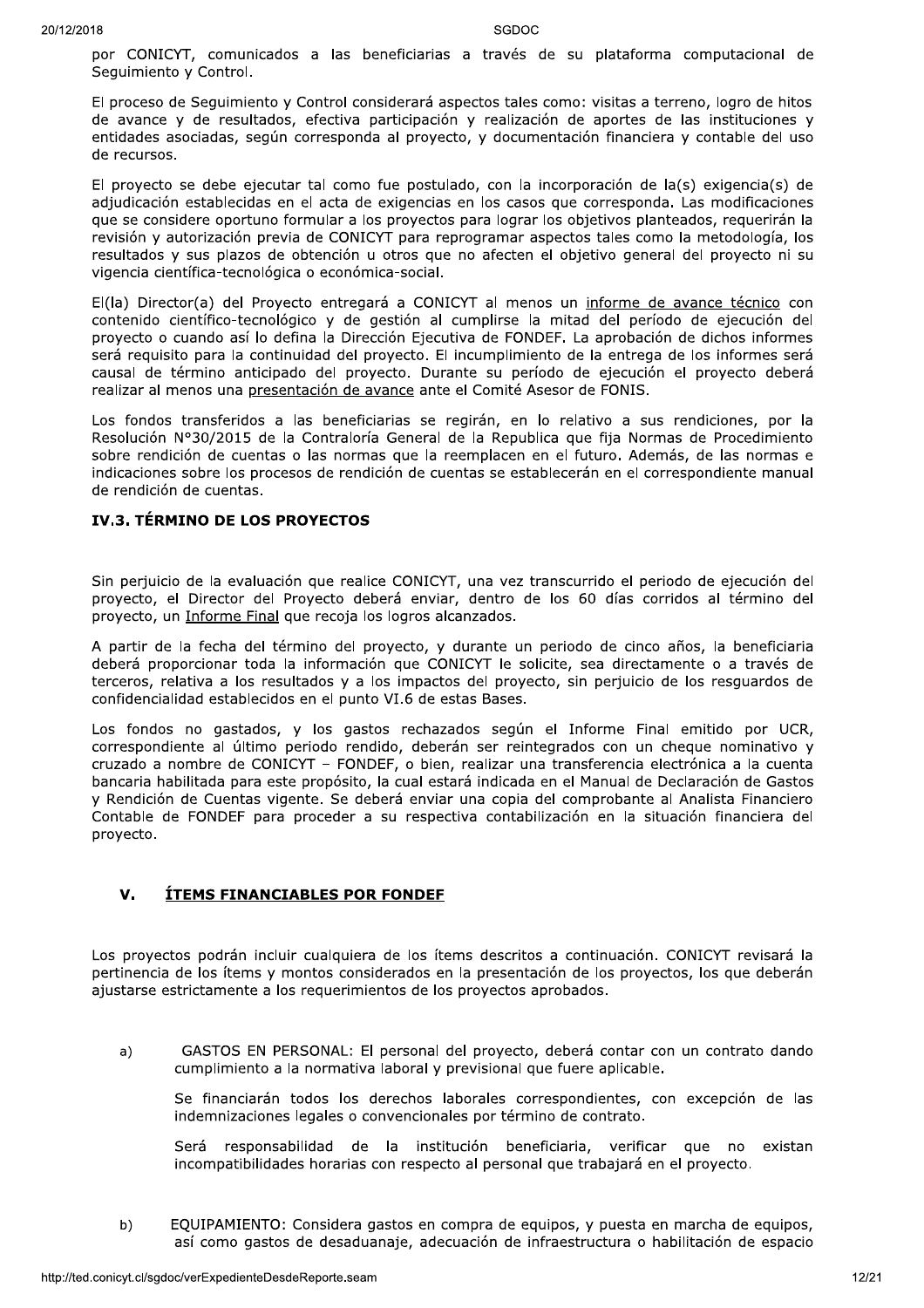por CONICYT, comunicados a las beneficiarias a través de su plataforma computacional de Seguimiento y Control.

El proceso de Seguimiento y Control considerará aspectos tales como: visitas a terreno, logro de hitos de avance y de resultados, efectiva participación y realización de aportes de las instituciones y entidades asociadas, según corresponda al proyecto, y documentación financiera y contable del uso de recursos.

El proyecto se debe ejecutar tal como fue postulado, con la incorporación de la(s) exigencia(s) de adjudicación establecidas en el acta de exigencias en los casos que corresponda. Las modificaciones que se considere oportuno formular a los proyectos para lograr los objetivos planteados, requerirán la revisión y autorización previa de CONICYT para reprogramar aspectos tales como la metodología, los resultados y sus plazos de obtención u otros que no afecten el objetivo general del proyecto ni su vigencia científica-tecnológica o económica-social.

El(la) Director(a) del Proyecto entregará a CONICYT al menos un <u>informe de avance técnico</u> con contenido científico-tecnológico y de gestión al cumplirse la mitad del período de ejecución del proyecto o cuando así lo defina la Dirección Ejecutiva de FONDEF. La aprobación de dichos informes será requisito para la continuidad del proyecto. El incumplimiento de la entrega de los informes será causal de término anticipado del proyecto. Durante su período de ejecución el proyecto deberá realizar al menos una <u>presentación de avance</u> ante el Comité Asesor de FONIS.

Los fondos transferidos a las beneficiarias se regirán, en lo relativo a sus rendiciones, por la Resolución N°30/2015 de la Contraloría General de la Republica que fija Normas de Procedimiento sobre rendición de cuentas o las normas que la reemplacen en el futuro. Además, de las normas e indicaciones sobre los procesos de rendición de cuentas se establecerán en el correspondiente manual de rendición de cuentas.

### IV.3. TÉRMINO DE LOS PROYECTOS

Sin perjuicio de la evaluación que realice CONICYT, una vez transcurrido el periodo de ejecución del proyecto, el Director del Proyecto deberá enviar, dentro de los 60 días corridos al término del proyecto, un <u>Informe Final</u> que recoja los logros alcanzados.

A partir de la fecha del término del proyecto, y durante un periodo de cinco años, la beneficiaria deberá proporcionar toda la información que CONICYT le solicite, sea directamente o a través de terceros, relativa a los resultados y a los impactos del proyecto, sin perjuicio de los resguardos de confidencialidad establecidos en el punto VI.6 de estas Bases.

Los fondos no gastados, y los gastos rechazados según el Informe Final emitido por UCR, correspondiente al último periodo rendido, deberán ser reintegrados con un cheque nominativo y cruzado a nombre de CONICYT – FONDEF, o bien, realizar una transferencia electrónica a la cuenta bancaria habilitada para este propósito, la cual estará indicada en el Manual de Declaración de Gastos y Rendición de Cuentas vigente. Se deberá enviar una copia del comprobante al Analista Financiero Contable de FONDEF para proceder a su respectiva contabilización en la situación financiera del proyecto.

## V. <u>ÍTEMS FINANCIABLES POR FONDEF</u>

Los proyectos podrán incluir cualquiera de los ítems descritos a continuación. CONICYT revisará la pertinencia de los ítems y montos considerados en la presentación de los proyectos, los que deberán ajustarse estrictamente a los requerimientos de los proyectos aprobados.

a) GASTOS EN PERSONAL: El personal del proyecto, deberá contar con un contrato dando cumplimiento a la normativa laboral y previsional que fuere aplicable.

   Se financiarán todos los derechos laborales correspondientes, con excepción de las indemnizaciones legales o convencionales por término de contrato.

   Será responsabilidad de la institución beneficiaria, verificar que no existan incompatibilidades horarias con respecto al personal que trabajará en el proyecto.

b) EQUIPAMIENTO: Considera gastos en compra de equipos, y puesta en marcha de equipos, así como gastos de desaduanaje, adecuación de infraestructura o habilitación de espacio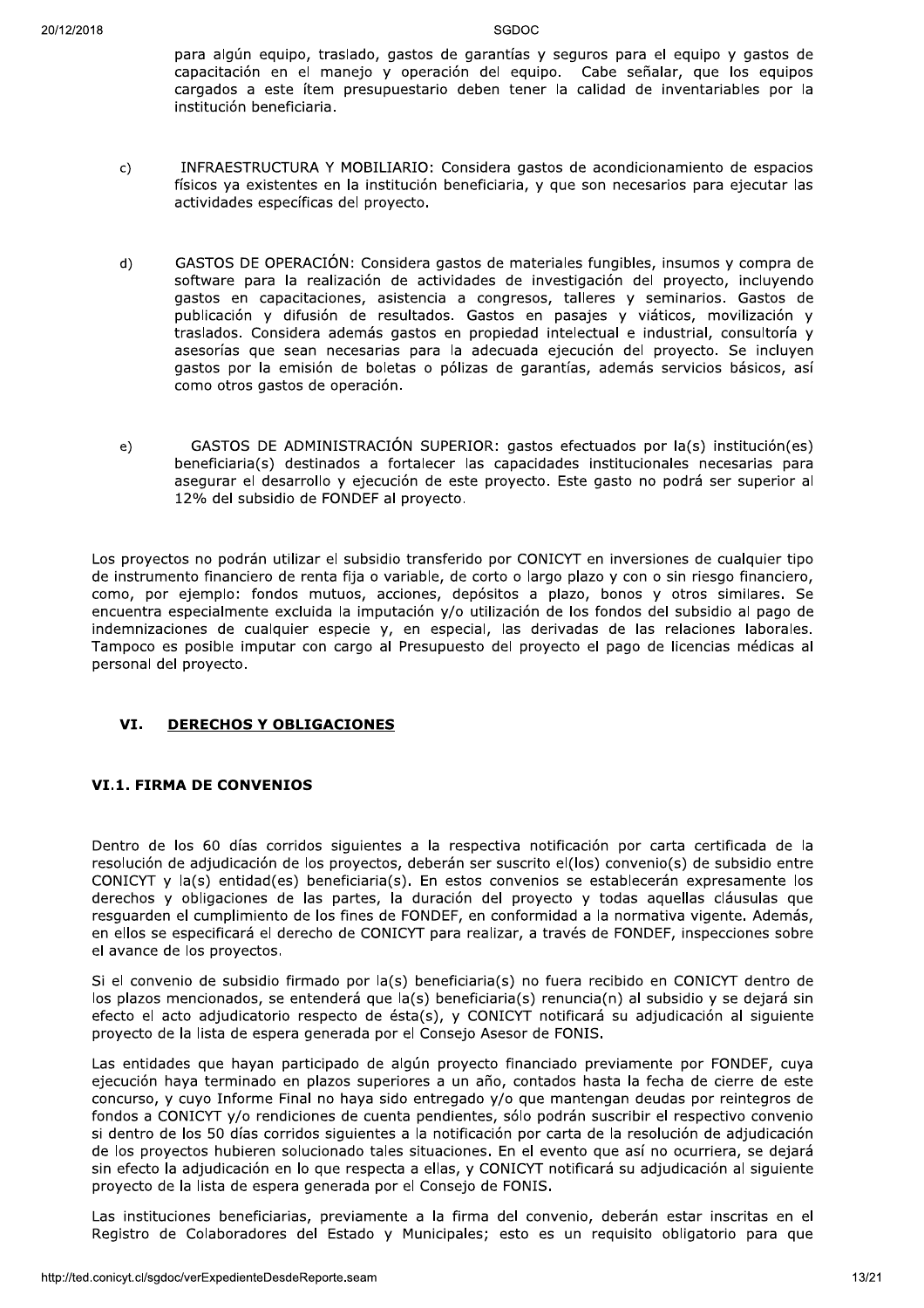para algún equipo, traslado, gastos de garantías y seguros para el equipo y gastos de capacitación en el manejo y operación del equipo. Cabe señalar, que los equipos cargados a este ítem presupuestario deben tener la calidad de inventariables por la institución beneficiaria.

c) INFRAESTRUCTURA Y MOBILIARIO: Considera gastos de acondicionamiento de espacios físicos ya existentes en la institución beneficiaria, y que son necesarios para ejecutar las actividades específicas del proyecto.

d) GASTOS DE OPERACIÓN: Considera gastos de materiales fungibles, insumos y compra de software para la realización de actividades de investigación del proyecto, incluyendo gastos en capacitaciones, asistencia a congresos, talleres y seminarios. Gastos de publicación y difusión de resultados. Gastos en pasajes y viáticos, movilización y traslados. Considera además gastos en propiedad intelectual e industrial, consultoría y asesorías que sean necesarias para la adecuada ejecución del proyecto. Se incluyen gastos por la emisión de boletas o pólizas de garantías, además servicios básicos, así como otros gastos de operación.

e) GASTOS DE ADMINISTRACIÓN SUPERIOR: gastos efectuados por la(s) institución(es) beneficiaria(s) destinados a fortalecer las capacidades institucionales necesarias para asegurar el desarrollo y ejecución de este proyecto. Este gasto no podrá ser superior al 12% del subsidio de FONDEF al proyecto.

Los proyectos no podrán utilizar el subsidio transferido por CONICYT en inversiones de cualquier tipo de instrumento financiero de renta fija o variable, de corto o largo plazo y con o sin riesgo financiero, como, por ejemplo: fondos mutuos, acciones, depósitos a plazo, bonos y otros similares. Se encuentra especialmente excluida la imputación y/o utilización de los fondos del subsidio al pago de indemnizaciones de cualquier especie y, en especial, las derivadas de las relaciones laborales. Tampoco es posible imputar con cargo al Presupuesto del proyecto el pago de licencias médicas al personal del proyecto.

## VI. DERECHOS Y OBLIGACIONES

### VI.1. FIRMA DE CONVENIOS

Dentro de los 60 días corridos siguientes a la respectiva notificación por carta certificada de la resolución de adjudicación de los proyectos, deberán ser suscrito el(los) convenio(s) de subsidio entre CONICYT y la(s) entidad(es) beneficiaria(s). En estos convenios se establecerán expresamente los derechos y obligaciones de las partes, la duración del proyecto y todas aquellas cláusulas que resguarden el cumplimiento de los fines de FONDEF, en conformidad a la normativa vigente. Además, en ellos se especificará el derecho de CONICYT para realizar, a través de FONDEF, inspecciones sobre el avance de los proyectos.

Si el convenio de subsidio firmado por la(s) beneficiaria(s) no fuera recibido en CONICYT dentro de los plazos mencionados, se entenderá que la(s) beneficiaria(s) renuncia(n) al subsidio y se dejará sin efecto el acto adjudicatorio respecto de ésta(s), y CONICYT notificará su adjudicación al siguiente proyecto de la lista de espera generada por el Consejo Asesor de FONIS.

Las entidades que hayan participado de algún proyecto financiado previamente por FONDEF, cuya ejecución haya terminado en plazos superiores a un año, contados hasta la fecha de cierre de este concurso, y cuyo Informe Final no haya sido entregado y/o que mantengan deudas por reintegros de fondos a CONICYT y/o rendiciones de cuenta pendientes, sólo podrán suscribir el respectivo convenio si dentro de los 50 días corridos siguientes a la notificación por carta de la resolución de adjudicación de los proyectos hubieren solucionado tales situaciones. En el evento que así no ocurriera, se dejará sin efecto la adjudicación en lo que respecta a ellas, y CONICYT notificará su adjudicación al siguiente proyecto de la lista de espera generada por el Consejo de FONIS.

Las instituciones beneficiarias, previamente a la firma del convenio, deberán estar inscritas en el Registro de Colaboradores del Estado y Municipales; esto es un requisito obligatorio para que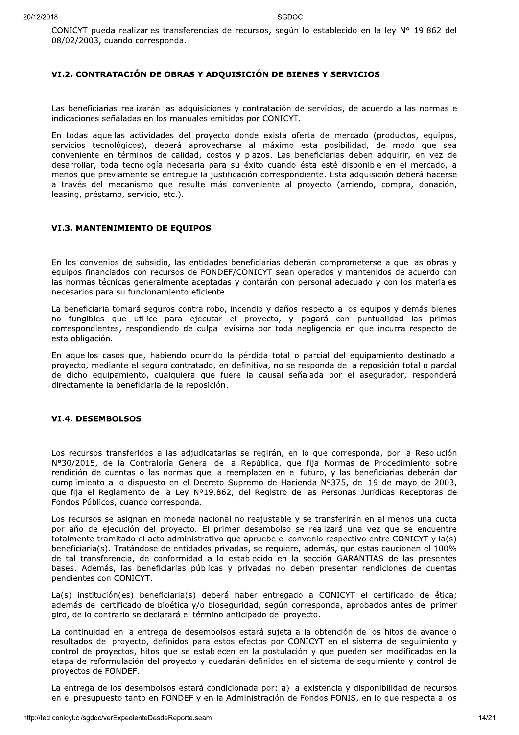CONICYT pueda realizarles transferencias de recursos, según lo establecido en la ley N° 19.862 del 08/02/2003, cuando corresponda.

### VI.2. CONTRATACIÓN DE OBRAS Y ADQUISICIÓN DE BIENES Y SERVICIOS

Las beneficiarias realizarán las adquisiciones y contratación de servicios, de acuerdo a las normas e indicaciones señaladas en los manuales emitidos por CONICYT.

En todas aquellas actividades del proyecto donde exista oferta de mercado (productos, equipos, servicios tecnológicos), deberá aprovecharse al máximo esta posibilidad, de modo que sea conveniente en términos de calidad, costos y plazos. Las beneficiarias deben adquirir, en vez de desarrollar, toda tecnología necesaria para su éxito cuando ésta esté disponible en el mercado, a menos que previamente se entregue la justificación correspondiente. Esta adquisición deberá hacerse a través del mecanismo que resulte más conveniente al proyecto (arriendo, compra, donación, leasing, préstamo, servicio, etc.).

### VI.3. MANTENIMIENTO DE EQUIPOS

En los convenios de subsidio, las entidades beneficiarias deberán comprometerse a que las obras y equipos financiados con recursos de FONDEF/CONICYT sean operados y mantenidos de acuerdo con las normas técnicas generalmente aceptadas y contarán con personal adecuado y con los materiales necesarios para su funcionamiento eficiente.

La beneficiaria tomará seguros contra robo, incendio y daños respecto a los equipos y demás bienes no fungibles que utilice para ejecutar el proyecto, y pagará con puntualidad las primas correspondientes, respondiendo de culpa levísima por toda negligencia en que incurra respecto de esta obligación.

En aquellos casos que, habiendo ocurrido la pérdida total o parcial del equipamiento destinado al proyecto, mediante el seguro contratado, en definitiva, no se responda de la reposición total o parcial de dicho equipamiento, cualquiera que fuere la causal señalada por el asegurador, responderá directamente la beneficiaria de la reposición.

### VI.4. DESEMBOLSOS

Los recursos transferidos a las adjudicatarias se regirán, en lo que corresponda, por la Resolución N°30/2015, de la Contraloría General de la República, que fija Normas de Procedimiento sobre rendición de cuentas o las normas que la reemplacen en el futuro, y las beneficiarias deberán dar cumplimiento a lo dispuesto en el Decreto Supremo de Hacienda N°375, del 19 de mayo de 2003, que fija el Reglamento de la Ley N°19.862, del Registro de las Personas Jurídicas Receptoras de Fondos Públicos, cuando corresponda.

Los recursos se asignan en moneda nacional no reajustable y se transferirán en al menos una cuota por año de ejecución del proyecto. El primer desembolso se realizará una vez que se encuentre totalmente tramitado el acto administrativo que apruebe el convenio respectivo entre CONICYT y la(s) beneficiaria(s). Tratándose de entidades privadas, se requiere, además, que estas caucionen el 100% de tal transferencia, de conformidad a lo establecido en la sección GARANTIAS de las presentes bases. Además, las beneficiarias públicas y privadas no deben presentar rendiciones de cuentas pendientes con CONICYT.

La(s) institución(es) beneficiaria(s) deberá haber entregado a CONICYT el certificado de ética; además del certificado de bioética y/o bioseguridad, según corresponda, aprobados antes del primer giro, de lo contrario se declarará el término anticipado del proyecto.

La continuidad en la entrega de desembolsos estará sujeta a la obtención de los hitos de avance o resultados del proyecto, definidos para estos efectos por CONICYT en el sistema de seguimiento y control de proyectos, hitos que se establecen en la postulación y que pueden ser modificados en la etapa de reformulación del proyecto y quedarán definidos en el sistema de seguimiento y control de proyectos de FONDEF.

La entrega de los desembolsos estará condicionada por: a) la existencia y disponibilidad de recursos en el presupuesto tanto en FONDEF y en la Administración de Fondos FONIS, en lo que respecta a los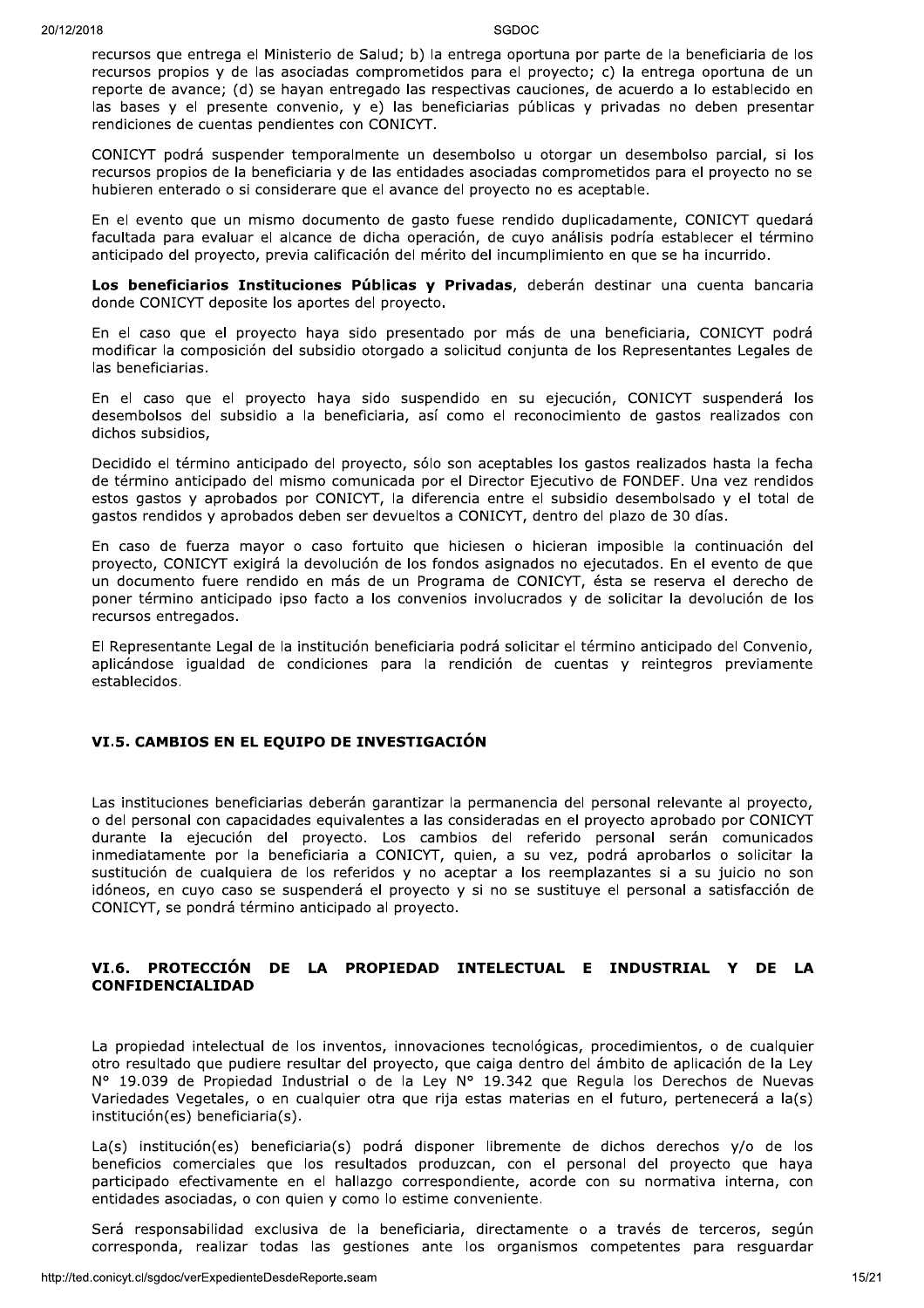recursos que entrega el Ministerio de Salud; b) la entrega oportuna por parte de la beneficiaria de los recursos propios y de las asociadas comprometidos para el proyecto; c) la entrega oportuna de un reporte de avance; (d) se hayan entregado las respectivas cauciones, de acuerdo a lo establecido en las bases y el presente convenio, y e) las beneficiarias públicas y privadas no deben presentar rendiciones de cuentas pendientes con CONICYT.

CONICYT podrá suspender temporalmente un desembolso u otorgar un desembolso parcial, si los recursos propios de la beneficiaria y de las entidades asociadas comprometidos para el proyecto no se hubieren enterado o si considerare que el avance del proyecto no es aceptable.

En el evento que un mismo documento de gasto fuese rendido duplicadamente, CONICYT quedará facultada para evaluar el alcance de dicha operación, de cuyo análisis podría establecer el término anticipado del proyecto, previa calificación del mérito del incumplimiento en que se ha incurrido.

**Los beneficiarios Instituciones Públicas y Privadas**, deberán destinar una cuenta bancaria donde CONICYT deposite los aportes del proyecto.

En el caso que el proyecto haya sido presentado por más de una beneficiaria, CONICYT podrá modificar la composición del subsidio otorgado a solicitud conjunta de los Representantes Legales de las beneficiarias.

En el caso que el proyecto haya sido suspendido en su ejecución, CONICYT suspenderá los desembolsos del subsidio a la beneficiaria, así como el reconocimiento de gastos realizados con dichos subsidios,

Decidido el término anticipado del proyecto, sólo son aceptables los gastos realizados hasta la fecha de término anticipado del mismo comunicada por el Director Ejecutivo de FONDEF. Una vez rendidos estos gastos y aprobados por CONICYT, la diferencia entre el subsidio desembolsado y el total de gastos rendidos y aprobados deben ser devueltos a CONICYT, dentro del plazo de 30 días.

En caso de fuerza mayor o caso fortuito que hiciesen o hicieran imposible la continuación del proyecto, CONICYT exigirá la devolución de los fondos asignados no ejecutados. En el evento de que un documento fuere rendido en más de un Programa de CONICYT, ésta se reserva el derecho de poner término anticipado ipso facto a los convenios involucrados y de solicitar la devolución de los recursos entregados.

El Representante Legal de la institución beneficiaria podrá solicitar el término anticipado del Convenio, aplicándose igualdad de condiciones para la rendición de cuentas y reintegros previamente establecidos.

### VI.5. CAMBIOS EN EL EQUIPO DE INVESTIGACIÓN

Las instituciones beneficiarias deberán garantizar la permanencia del personal relevante al proyecto, o del personal con capacidades equivalentes a las consideradas en el proyecto aprobado por CONICYT durante la ejecución del proyecto. Los cambios del referido personal serán comunicados inmediatamente por la beneficiaria a CONICYT, quien, a su vez, podrá aprobarlos o solicitar la sustitución de cualquiera de los referidos y no aceptar a los reemplazantes si a su juicio no son idóneos, en cuyo caso se suspenderá el proyecto y si no se sustituye el personal a satisfacción de CONICYT, se pondrá término anticipado al proyecto.

### VI.6. PROTECCIÓN DE LA PROPIEDAD INTELECTUAL E INDUSTRIAL Y DE LA CONFIDENCIALIDAD

La propiedad intelectual de los inventos, innovaciones tecnológicas, procedimientos, o de cualquier otro resultado que pudiere resultar del proyecto, que caiga dentro del ámbito de aplicación de la Ley N° 19.039 de Propiedad Industrial o de la Ley N° 19.342 que Regula los Derechos de Nuevas Variedades Vegetales, o en cualquier otra que rija estas materias en el futuro, pertenecerá a la(s) institución(es) beneficiaria(s).

La(s) institución(es) beneficiaria(s) podrá disponer libremente de dichos derechos y/o de los beneficios comerciales que los resultados produzcan, con el personal del proyecto que haya participado efectivamente en el hallazgo correspondiente, acorde con su normativa interna, con entidades asociadas, o con quien y como lo estime conveniente.

Será responsabilidad exclusiva de la beneficiaria, directamente o a través de terceros, según corresponda, realizar todas las gestiones ante los organismos competentes para resguardar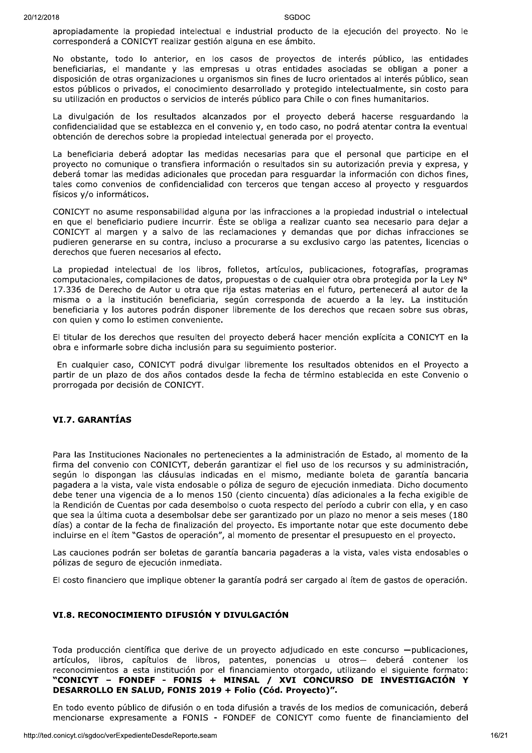apropiadamente la propiedad intelectual e industrial producto de la ejecución del proyecto. No le corresponderá a CONICYT realizar gestión alguna en ese ámbito.

No obstante, todo lo anterior, en los casos de proyectos de interés público, las entidades beneficiarias, el mandante y las empresas u otras entidades asociadas se obligan a poner a disposición de otras organizaciones u organismos sin fines de lucro orientados al interés público, sean estos públicos o privados, el conocimiento desarrollado y protegido intelectualmente, sin costo para su utilización en productos o servicios de interés público para Chile o con fines humanitarios.

La divulgación de los resultados alcanzados por el proyecto deberá hacerse resguardando la confidencialidad que se establezca en el convenio y, en todo caso, no podrá atentar contra la eventual obtención de derechos sobre la propiedad intelectual generada por el proyecto.

La beneficiaria deberá adoptar las medidas necesarias para que el personal que participe en el proyecto no comunique o transfiera información o resultados sin su autorización previa y expresa, y deberá tomar las medidas adicionales que procedan para resguardar la información con dichos fines, tales como convenios de confidencialidad con terceros que tengan acceso al proyecto y resguardos físicos y/o informáticos.

CONICYT no asume responsabilidad alguna por las infracciones a la propiedad industrial o intelectual en que el beneficiario pudiere incurrir. Éste se obliga a realizar cuanto sea necesario para dejar a CONICYT al margen y a salvo de las reclamaciones y demandas que por dichas infracciones se pudieren generarse en su contra, incluso a procurarse a su exclusivo cargo las patentes, licencias o derechos que fueren necesarios al efecto.

La propiedad intelectual de los libros, folletos, artículos, publicaciones, fotografías, programas computacionales, compilaciones de datos, propuestas o de cualquier otra obra protegida por la Ley N° 17.336 de Derecho de Autor u otra que rija estas materias en el futuro, pertenecerá al autor de la misma o a la institución beneficiaria, según corresponda de acuerdo a la ley. La institución beneficiaria y los autores podrán disponer libremente de los derechos que recaen sobre sus obras, con quien y como lo estimen conveniente.

El titular de los derechos que resulten del proyecto deberá hacer mención explícita a CONICYT en la obra e informarle sobre dicha inclusión para su seguimiento posterior.

En cualquier caso, CONICYT podrá divulgar libremente los resultados obtenidos en el Proyecto a partir de un plazo de dos años contados desde la fecha de término establecida en este Convenio o prorrogada por decisión de CONICYT.

### VI.7. GARANTÍAS

Para las Instituciones Nacionales no pertenecientes a la administración de Estado, al momento de la firma del convenio con CONICYT, deberán garantizar el fiel uso de los recursos y su administración, según lo dispongan las cláusulas indicadas en el mismo, mediante boleta de garantía bancaria pagadera a la vista, vale vista endosable o póliza de seguro de ejecución inmediata. Dicho documento debe tener una vigencia de a lo menos 150 (ciento cincuenta) días adicionales a la fecha exigible de la Rendición de Cuentas por cada desembolso o cuota respecto del período a cubrir con ella, y en caso que sea la última cuota a desembolsar debe ser garantizado por un plazo no menor a seis meses (180 días) a contar de la fecha de finalización del proyecto. Es importante notar que este documento debe incluirse en el ítem "Gastos de operación", al momento de presentar el presupuesto en el proyecto.

Las cauciones podrán ser boletas de garantía bancaria pagaderas a la vista, vales vista endosables o pólizas de seguro de ejecución inmediata.

El costo financiero que implique obtener la garantía podrá ser cargado al ítem de gastos de operación.

### VI.8. RECONOCIMIENTO DIFUSIÓN Y DIVULGACIÓN

Toda producción científica que derive de un proyecto adjudicado en este concurso —publicaciones, artículos, libros, capítulos de libros, patentes, ponencias u otros— deberá contener los reconocimientos a esta institución por el financiamiento otorgado, utilizando el siguiente formato: **"CONICYT – FONDEF - FONIS + MINSAL / XVI CONCURSO DE INVESTIGACIÓN Y DESARROLLO EN SALUD, FONIS 2019 + Folio (Cód. Proyecto)".**

En todo evento público de difusión o en toda difusión a través de los medios de comunicación, deberá mencionarse expresamente a FONIS - FONDEF de CONICYT como fuente de financiamiento del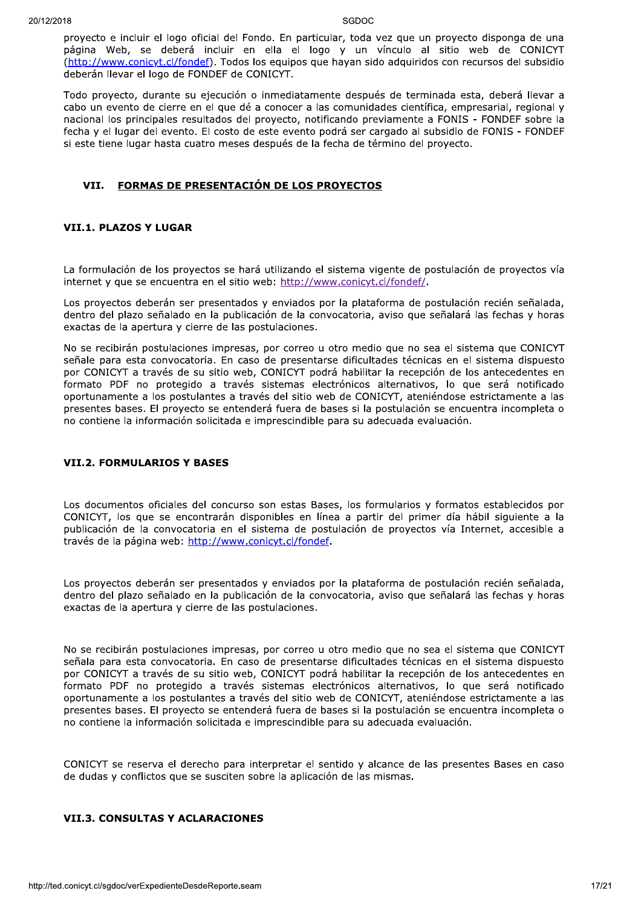proyecto e incluir el logo oficial del Fondo. En particular, toda vez que un proyecto disponga de una página Web, se deberá incluir en ella el logo y un vínculo al sitio web de CONICYT (http://www.conicyt.cl/fondef). Todos los equipos que hayan sido adquiridos con recursos del subsidio deberán llevar el logo de FONDEF de CONICYT.

Todo proyecto, durante su ejecución o inmediatamente después de terminada esta, deberá llevar a cabo un evento de cierre en el que dé a conocer a las comunidades científica, empresarial, regional y nacional los principales resultados del proyecto, notificando previamente a FONIS - FONDEF sobre la fecha y el lugar del evento. El costo de este evento podrá ser cargado al subsidio de FONIS - FONDEF si este tiene lugar hasta cuatro meses después de la fecha de término del proyecto.

## VII. FORMAS DE PRESENTACIÓN DE LOS PROYECTOS

### VII.1. PLAZOS Y LUGAR

La formulación de los proyectos se hará utilizando el sistema vigente de postulación de proyectos vía internet y que se encuentra en el sitio web: http://www.conicyt.cl/fondef/.

Los proyectos deberán ser presentados y enviados por la plataforma de postulación recién señalada, dentro del plazo señalado en la publicación de la convocatoria, aviso que señalará las fechas y horas exactas de la apertura y cierre de las postulaciones.

No se recibirán postulaciones impresas, por correo u otro medio que no sea el sistema que CONICYT señale para esta convocatoria. En caso de presentarse dificultades técnicas en el sistema dispuesto por CONICYT a través de su sitio web, CONICYT podrá habilitar la recepción de los antecedentes en formato PDF no protegido a través sistemas electrónicos alternativos, lo que será notificado oportunamente a los postulantes a través del sitio web de CONICYT, ateniéndose estrictamente a las presentes bases. El proyecto se entenderá fuera de bases si la postulación se encuentra incompleta o no contiene la información solicitada e imprescindible para su adecuada evaluación.

### VII.2. FORMULARIOS Y BASES

Los documentos oficiales del concurso son estas Bases, los formularios y formatos establecidos por CONICYT, los que se encontrarán disponibles en línea a partir del primer día hábil siguiente a la publicación de la convocatoria en el sistema de postulación de proyectos vía Internet, accesible a través de la página web: http://www.conicyt.cl/fondef.

Los proyectos deberán ser presentados y enviados por la plataforma de postulación recién señalada, dentro del plazo señalado en la publicación de la convocatoria, aviso que señalará las fechas y horas exactas de la apertura y cierre de las postulaciones.

No se recibirán postulaciones impresas, por correo u otro medio que no sea el sistema que CONICYT señala para esta convocatoria. En caso de presentarse dificultades técnicas en el sistema dispuesto por CONICYT a través de su sitio web, CONICYT podrá habilitar la recepción de los antecedentes en formato PDF no protegido a través sistemas electrónicos alternativos, lo que será notificado oportunamente a los postulantes a través del sitio web de CONICYT, ateniéndose estrictamente a las presentes bases. El proyecto se entenderá fuera de bases si la postulación se encuentra incompleta o no contiene la información solicitada e imprescindible para su adecuada evaluación.

CONICYT se reserva el derecho para interpretar el sentido y alcance de las presentes Bases en caso de dudas y conflictos que se susciten sobre la aplicación de las mismas.

### VII.3. CONSULTAS Y ACLARACIONES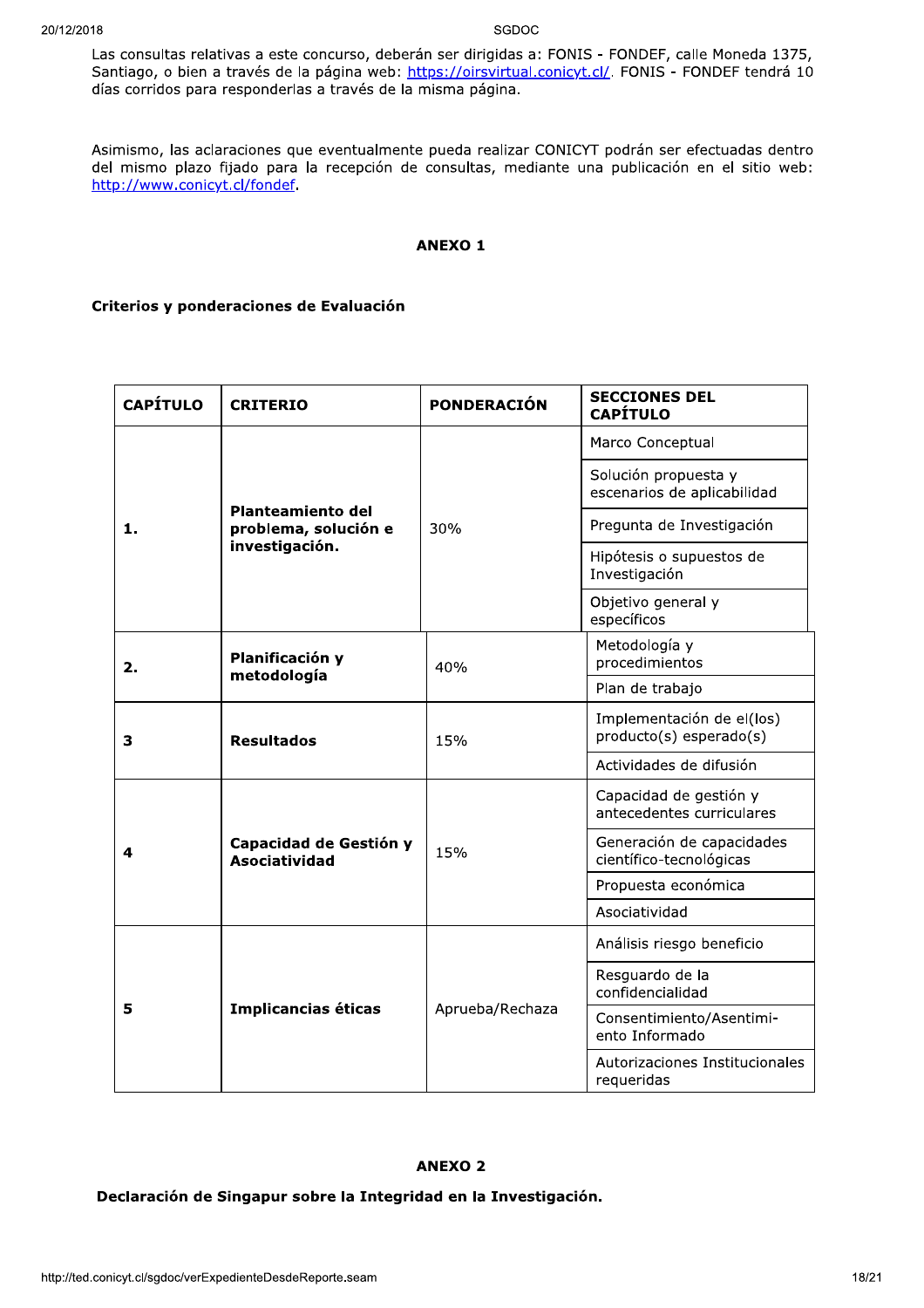Las consultas relativas a este concurso, deberán ser dirigidas a: FONIS - FONDEF, calle Moneda 1375, Santiago, o bien a través de la página web: https://oirsvirtual.conicyt.cl/. FONIS - FONDEF tendrá 10 días corridos para responderlas a través de la misma página.

Asimismo, las aclaraciones que eventualmente pueda realizar CONICYT podrán ser efectuadas dentro del mismo plazo fijado para la recepción de consultas, mediante una publicación en el sitio web: http://www.conicyt.cl/fondef.

## ANEXO 1

### Criterios y ponderaciones de Evaluación

| CAPÍTULO | CRITERIO | PONDERACIÓN | SECCIONES DEL CAPÍTULO |
|---|---|---|---|
| 1. | **Planteamiento del problema, solución e investigación.** | 30% | Marco Conceptual |
| | | | Solución propuesta y escenarios de aplicabilidad |
| | | | Pregunta de Investigación |
| | | | Hipótesis o supuestos de Investigación |
| | | | Objetivo general y específicos |
| 2. | **Planificación y metodología** | 40% | Metodología y procedimientos |
| | | | Plan de trabajo |
| 3 | **Resultados** | 15% | Implementación de el(los) producto(s) esperado(s) |
| | | | Actividades de difusión |
| 4 | **Capacidad de Gestión y Asociatividad** | 15% | Capacidad de gestión y antecedentes curriculares |
| | | | Generación de capacidades científico-tecnológicas |
| | | | Propuesta económica |
| | | | Asociatividad |
| 5 | **Implicancias éticas** | Aprueba/Rechaza | Análisis riesgo beneficio |
| | | | Resguardo de la confidencialidad |
| | | | Consentimiento/Asentimi-ento Informado |
| | | | Autorizaciones Institucionales requeridas |

## ANEXO 2

### Declaración de Singapur sobre la Integridad en la Investigación.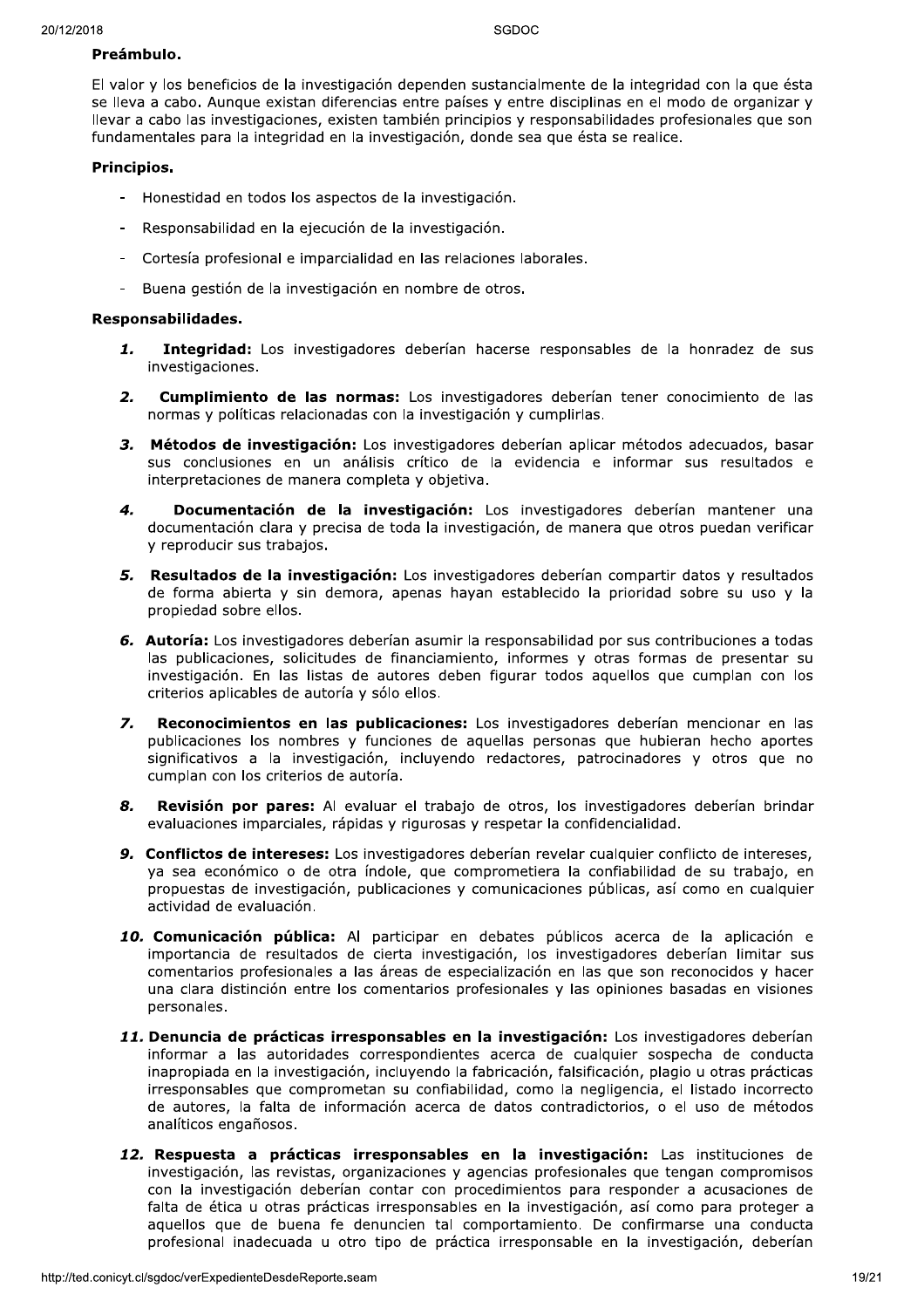**Preámbulo.**

El valor y los beneficios de la investigación dependen sustancialmente de la integridad con la que ésta se lleva a cabo. Aunque existan diferencias entre países y entre disciplinas en el modo de organizar y llevar a cabo las investigaciones, existen también principios y responsabilidades profesionales que son fundamentales para la integridad en la investigación, donde sea que ésta se realice.

**Principios.**

- Honestidad en todos los aspectos de la investigación.
- Responsabilidad en la ejecución de la investigación.
- Cortesía profesional e imparcialidad en las relaciones laborales.
- Buena gestión de la investigación en nombre de otros.

**Responsabilidades.**

1. **Integridad:** Los investigadores deberían hacerse responsables de la honradez de sus investigaciones.
2. **Cumplimiento de las normas:** Los investigadores deberían tener conocimiento de las normas y políticas relacionadas con la investigación y cumplirlas.
3. **Métodos de investigación:** Los investigadores deberían aplicar métodos adecuados, basar sus conclusiones en un análisis crítico de la evidencia e informar sus resultados e interpretaciones de manera completa y objetiva.
4. **Documentación de la investigación:** Los investigadores deberían mantener una documentación clara y precisa de toda la investigación, de manera que otros puedan verificar y reproducir sus trabajos.
5. **Resultados de la investigación:** Los investigadores deberían compartir datos y resultados de forma abierta y sin demora, apenas hayan establecido la prioridad sobre su uso y la propiedad sobre ellos.
6. **Autoría:** Los investigadores deberían asumir la responsabilidad por sus contribuciones a todas las publicaciones, solicitudes de financiamiento, informes y otras formas de presentar su investigación. En las listas de autores deben figurar todos aquellos que cumplan con los criterios aplicables de autoría y sólo ellos.
7. **Reconocimientos en las publicaciones:** Los investigadores deberían mencionar en las publicaciones los nombres y funciones de aquellas personas que hubieran hecho aportes significativos a la investigación, incluyendo redactores, patrocinadores y otros que no cumplan con los criterios de autoría.
8. **Revisión por pares:** Al evaluar el trabajo de otros, los investigadores deberían brindar evaluaciones imparciales, rápidas y rigurosas y respetar la confidencialidad.
9. **Conflictos de intereses:** Los investigadores deberían revelar cualquier conflicto de intereses, ya sea económico o de otra índole, que comprometiera la confiabilidad de su trabajo, en propuestas de investigación, publicaciones y comunicaciones públicas, así como en cualquier actividad de evaluación.
10. **Comunicación pública:** Al participar en debates públicos acerca de la aplicación e importancia de resultados de cierta investigación, los investigadores deberían limitar sus comentarios profesionales a las áreas de especialización en las que son reconocidos y hacer una clara distinción entre los comentarios profesionales y las opiniones basadas en visiones personales.
11. **Denuncia de prácticas irresponsables en la investigación:** Los investigadores deberían informar a las autoridades correspondientes acerca de cualquier sospecha de conducta inapropiada en la investigación, incluyendo la fabricación, falsificación, plagio u otras prácticas irresponsables que comprometan su confiabilidad, como la negligencia, el listado incorrecto de autores, la falta de información acerca de datos contradictorios, o el uso de métodos analíticos engañosos.
12. **Respuesta a prácticas irresponsables en la investigación:** Las instituciones de investigación, las revistas, organizaciones y agencias profesionales que tengan compromisos con la investigación deberían contar con procedimientos para responder a acusaciones de falta de ética u otras prácticas irresponsables en la investigación, así como para proteger a aquellos que de buena fe denuncien tal comportamiento. De confirmarse una conducta profesional inadecuada u otro tipo de práctica irresponsable en la investigación, deberían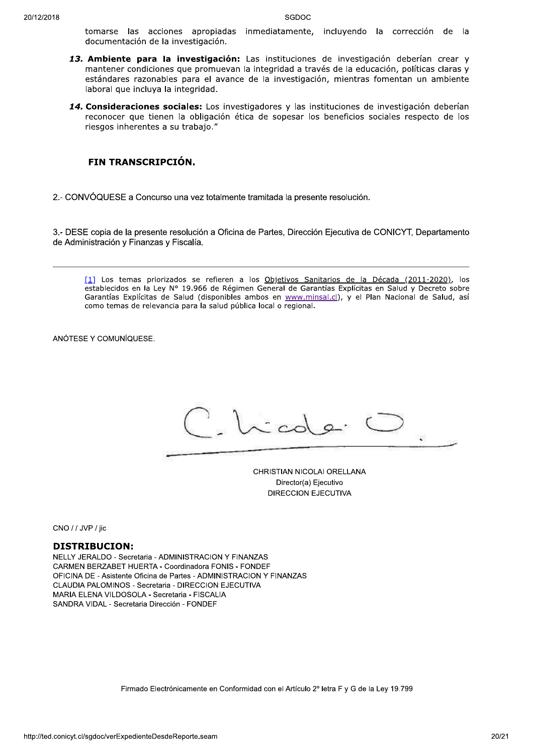tomarse las acciones apropiadas inmediatamente, incluyendo la corrección de la documentación de la investigación.

13. **Ambiente para la investigación:** Las instituciones de investigación deberían crear y mantener condiciones que promuevan la integridad a través de la educación, políticas claras y estándares razonables para el avance de la investigación, mientras fomentan un ambiente laboral que incluya la integridad.

14. **Consideraciones sociales:** Los investigadores y las instituciones de investigación deberían reconocer que tienen la obligación ética de sopesar los beneficios sociales respecto de los riesgos inherentes a su trabajo."

**FIN TRANSCRIPCIÓN.**

2.- CONVÓQUESE a Concurso una vez totalmente tramitada la presente resolución.

3.- DESE copia de la presente resolución a Oficina de Partes, Dirección Ejecutiva de CONICYT, Departamento de Administración y Finanzas y Fiscalía.

---

[1] Los temas priorizados se refieren a los Objetivos Sanitarios de la Década (2011-2020), los establecidos en la Ley N° 19.966 de Régimen General de Garantías Explícitas en Salud y Decreto sobre Garantías Explícitas de Salud (disponibles ambos en www.minsal.cl), y el Plan Nacional de Salud, así como temas de relevancia para la salud pública local o regional.

ANÓTESE Y COMUNÍQUESE.

CHRISTIAN NICOLAI ORELLANA
Director(a) Ejecutivo
DIRECCION EJECUTIVA

CNO / / JVP / jic

**DISTRIBUCION:**
NELLY JERALDO - Secretaria - ADMINISTRACION Y FINANZAS
CARMEN BERZABET HUERTA - Coordinadora FONIS - FONDEF
OFICINA DE - Asistente Oficina de Partes - ADMINISTRACION Y FINANZAS
CLAUDIA PALOMINOS - Secretaria - DIRECCION EJECUTIVA
MARIA ELENA VILDOSOLA - Secretaria - FISCALIA
SANDRA VIDAL - Secretaria Dirección - FONDEF

Firmado Electrónicamente en Conformidad con el Artículo 2º letra F y G de la Ley 19.799